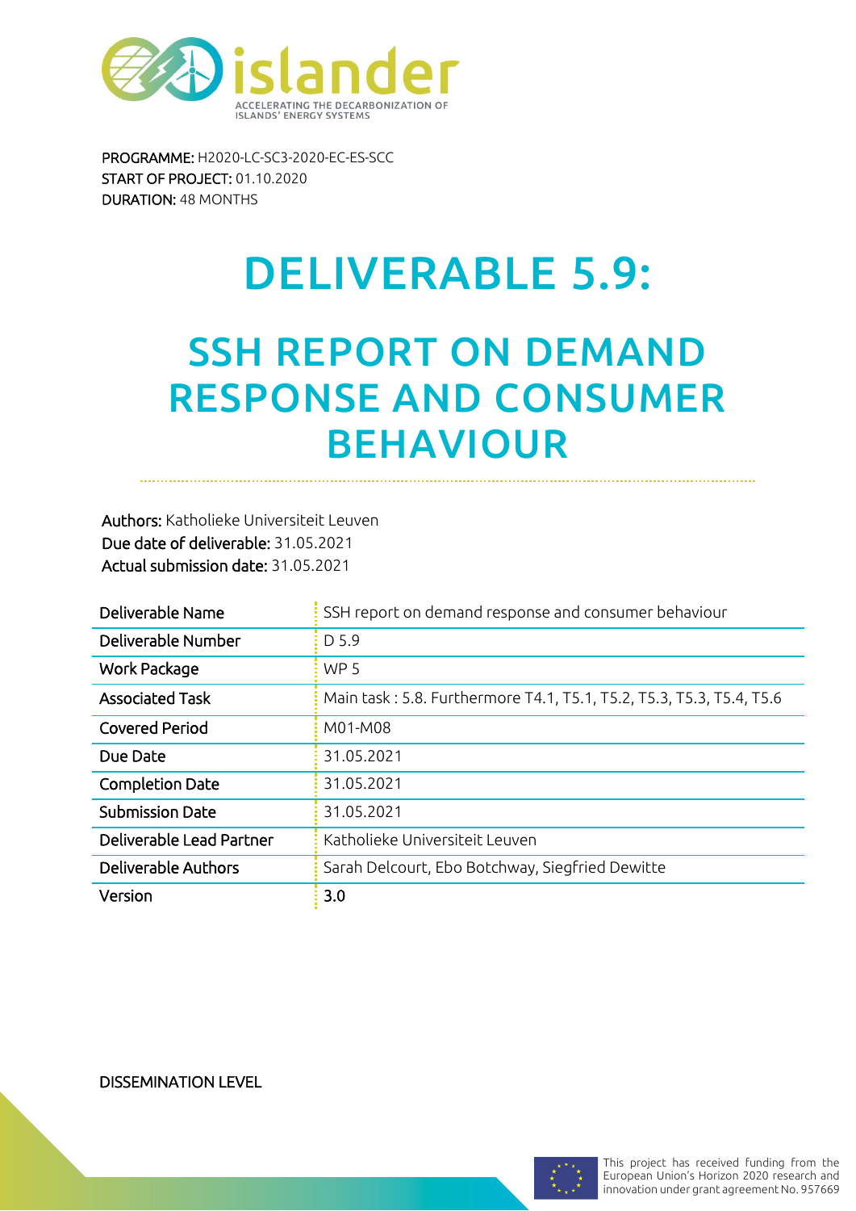islander

ACCELERATING THE DECARBONIZATION OF ISLANDS' ENERGY SYSTEMS

**PROGRAMME:** H2020-LC-SC3-2020-EC-ES-SCC
**START OF PROJECT:** 01.10.2020
**DURATION:** 48 MONTHS

# DELIVERABLE 5.9:

# SSH REPORT ON DEMAND RESPONSE AND CONSUMER BEHAVIOUR

**Authors:** Katholieke Universiteit Leuven
**Due date of deliverable:** 31.05.2021
**Actual submission date:** 31.05.2021

| Deliverable Name | SSH report on demand response and consumer behaviour |
|---|---|
| Deliverable Number | D 5.9 |
| Work Package | WP 5 |
| Associated Task | Main task : 5.8. Furthermore T4.1, T5.1, T5.2, T5.3, T5.3, T5.4, T5.6 |
| Covered Period | M01-M08 |
| Due Date | 31.05.2021 |
| Completion Date | 31.05.2021 |
| Submission Date | 31.05.2021 |
| Deliverable Lead Partner | Katholieke Universiteit Leuven |
| Deliverable Authors | Sarah Delcourt, Ebo Botchway, Siegfried Dewitte |
| Version | 3.0 |

DISSEMINATION LEVEL

This project has received funding from the European Union's Horizon 2020 research and innovation under grant agreement No. 957669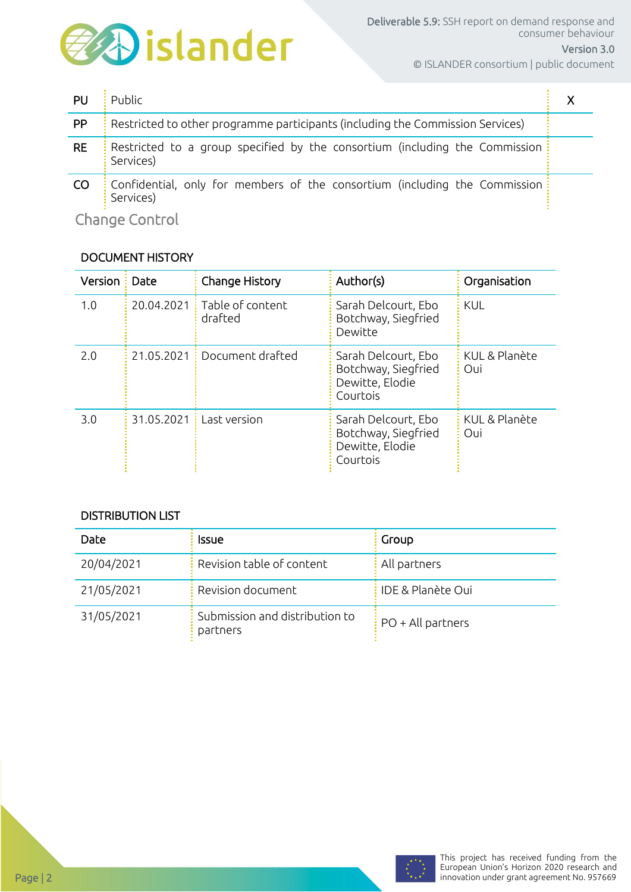| PU | Public | X |
|---|---|---|
| PP | Restricted to other programme participants (including the Commission Services) | |
| RE | Restricted to a group specified by the consortium (including the Commission Services) | |
| CO | Confidential, only for members of the consortium (including the Commission Services) | |

## Change Control

### DOCUMENT HISTORY

| Version | Date | Change History | Author(s) | Organisation |
|---|---|---|---|---|
| 1.0 | 20.04.2021 | Table of content drafted | Sarah Delcourt, Ebo Botchway, Siegfried Dewitte | KUL |
| 2.0 | 21.05.2021 | Document drafted | Sarah Delcourt, Ebo Botchway, Siegfried Dewitte, Elodie Courtois | KUL & Planète Oui |
| 3.0 | 31.05.2021 | Last version | Sarah Delcourt, Ebo Botchway, Siegfried Dewitte, Elodie Courtois | KUL & Planète Oui |

### DISTRIBUTION LIST

| Date | Issue | Group |
|---|---|---|
| 20/04/2021 | Revision table of content | All partners |
| 21/05/2021 | Revision document | IDE & Planète Oui |
| 31/05/2021 | Submission and distribution to partners | PO + All partners |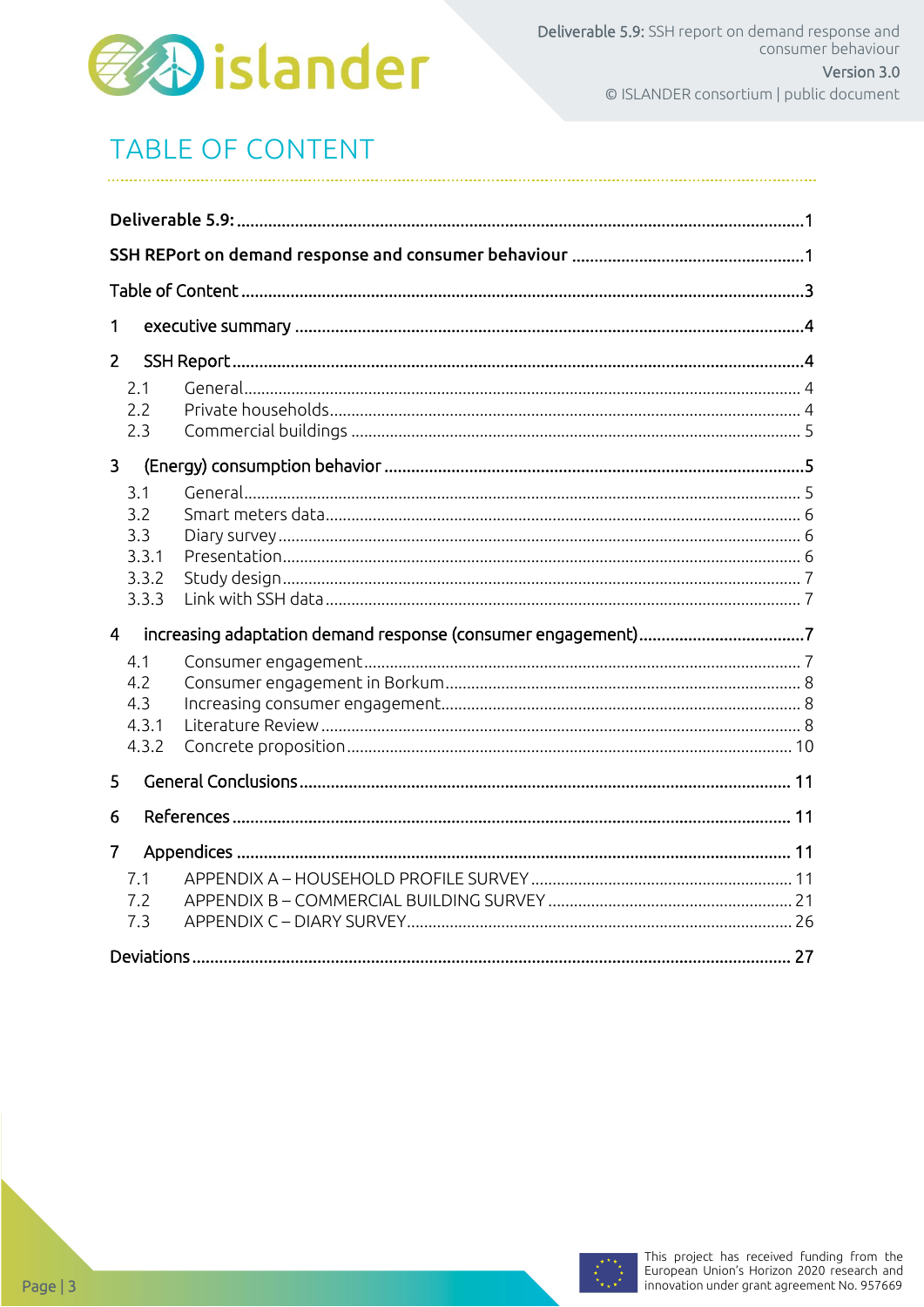# TABLE OF CONTENT

**Deliverable 5.9:** ........................................................................................................................ 1

**SSH REPort on demand response and consumer behaviour** ............................................................ 1

Table of Content ........................................................................................................................ 3

1 executive summary ........................................................................................................... 4

2 SSH Report ......................................................................................................................... 4

- 2.1 General ........................................................................................................................ 4
- 2.2 Private households ...................................................................................................... 4
- 2.3 Commercial buildings ................................................................................................. 5

3 (Energy) consumption behavior ......................................................................................... 5

- 3.1 General ........................................................................................................................ 5
- 3.2 Smart meters data ....................................................................................................... 6
- 3.3 Diary survey ................................................................................................................ 6
- 3.3.1 Presentation ............................................................................................................. 6
- 3.3.2 Study design ............................................................................................................ 7
- 3.3.3 Link with SSH data ................................................................................................... 7

4 increasing adaptation demand response (consumer engagement) ..................................... 7

- 4.1 Consumer engagement ................................................................................................ 7
- 4.2 Consumer engagement in Borkum ............................................................................... 8
- 4.3 Increasing consumer engagement ................................................................................ 8
- 4.3.1 Literature Review ..................................................................................................... 8
- 4.3.2 Concrete proposition .............................................................................................. 10

5 General Conclusions ........................................................................................................ 11

6 References ...................................................................................................................... 11

7 Appendices ...................................................................................................................... 11

- 7.1 APPENDIX A – HOUSEHOLD PROFILE SURVEY ........................................................... 11
- 7.2 APPENDIX B – COMMERCIAL BUILDING SURVEY ....................................................... 21
- 7.3 APPENDIX C – DIARY SURVEY ...................................................................................... 26

Deviations ........................................................................................................................... 27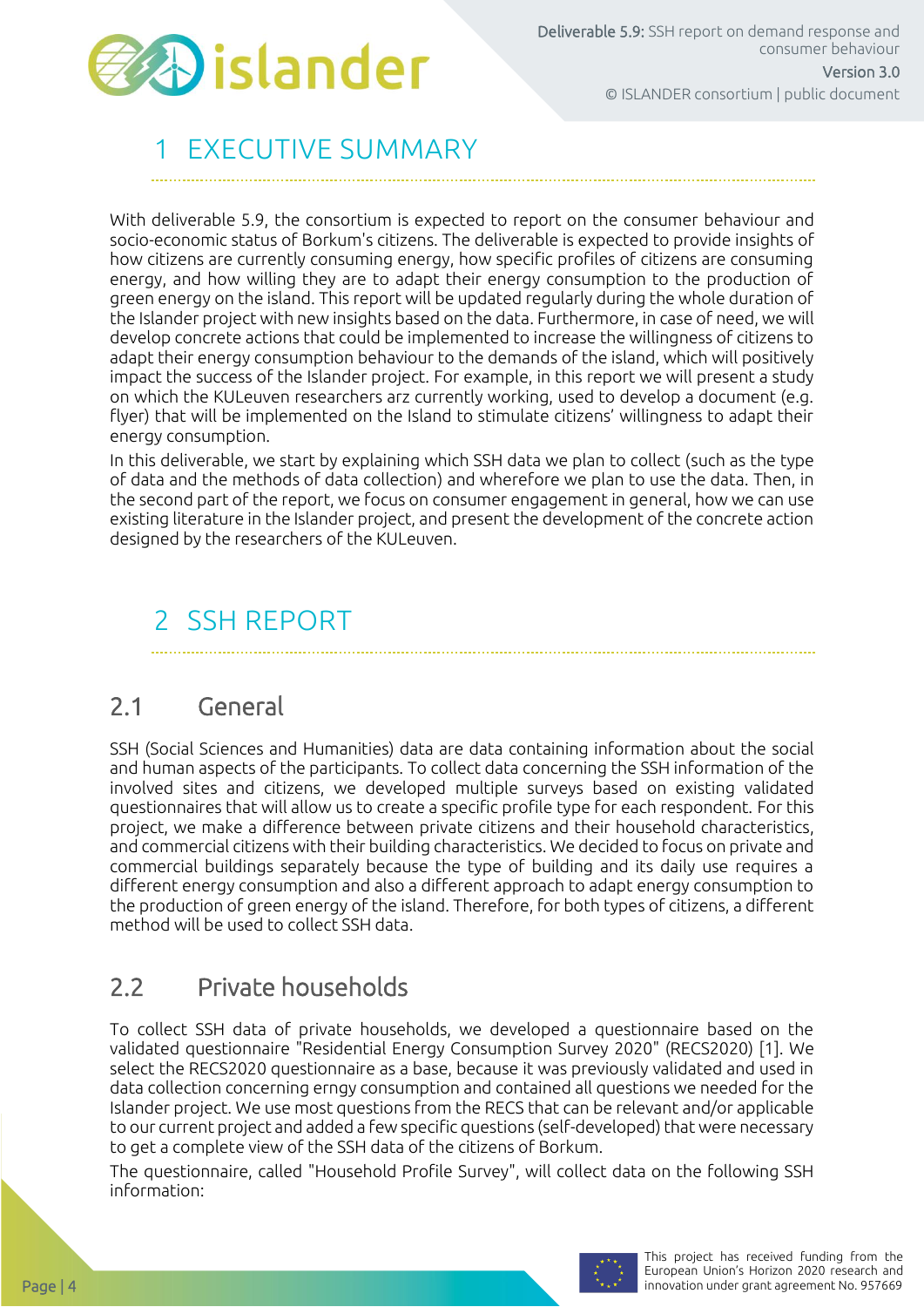# 1 EXECUTIVE SUMMARY

With deliverable 5.9, the consortium is expected to report on the consumer behaviour and socio-economic status of Borkum's citizens. The deliverable is expected to provide insights of how citizens are currently consuming energy, how specific profiles of citizens are consuming energy, and how willing they are to adapt their energy consumption to the production of green energy on the island. This report will be updated regularly during the whole duration of the Islander project with new insights based on the data. Furthermore, in case of need, we will develop concrete actions that could be implemented to increase the willingness of citizens to adapt their energy consumption behaviour to the demands of the island, which will positively impact the success of the Islander project. For example, in this report we will present a study on which the KULeuven researchers arz currently working, used to develop a document (e.g. flyer) that will be implemented on the Island to stimulate citizens' willingness to adapt their energy consumption.

In this deliverable, we start by explaining which SSH data we plan to collect (such as the type of data and the methods of data collection) and wherefore we plan to use the data. Then, in the second part of the report, we focus on consumer engagement in general, how we can use existing literature in the Islander project, and present the development of the concrete action designed by the researchers of the KULeuven.

# 2 SSH REPORT

## 2.1 General

SSH (Social Sciences and Humanities) data are data containing information about the social and human aspects of the participants. To collect data concerning the SSH information of the involved sites and citizens, we developed multiple surveys based on existing validated questionnaires that will allow us to create a specific profile type for each respondent. For this project, we make a difference between private citizens and their household characteristics, and commercial citizens with their building characteristics. We decided to focus on private and commercial buildings separately because the type of building and its daily use requires a different energy consumption and also a different approach to adapt energy consumption to the production of green energy of the island. Therefore, for both types of citizens, a different method will be used to collect SSH data.

## 2.2 Private households

To collect SSH data of private households, we developed a questionnaire based on the validated questionnaire "Residential Energy Consumption Survey 2020" (RECS2020) [1]. We select the RECS2020 questionnaire as a base, because it was previously validated and used in data collection concerning erngy consumption and contained all questions we needed for the Islander project. We use most questions from the RECS that can be relevant and/or applicable to our current project and added a few specific questions (self-developed) that were necessary to get a complete view of the SSH data of the citizens of Borkum.

The questionnaire, called "Household Profile Survey", will collect data on the following SSH information: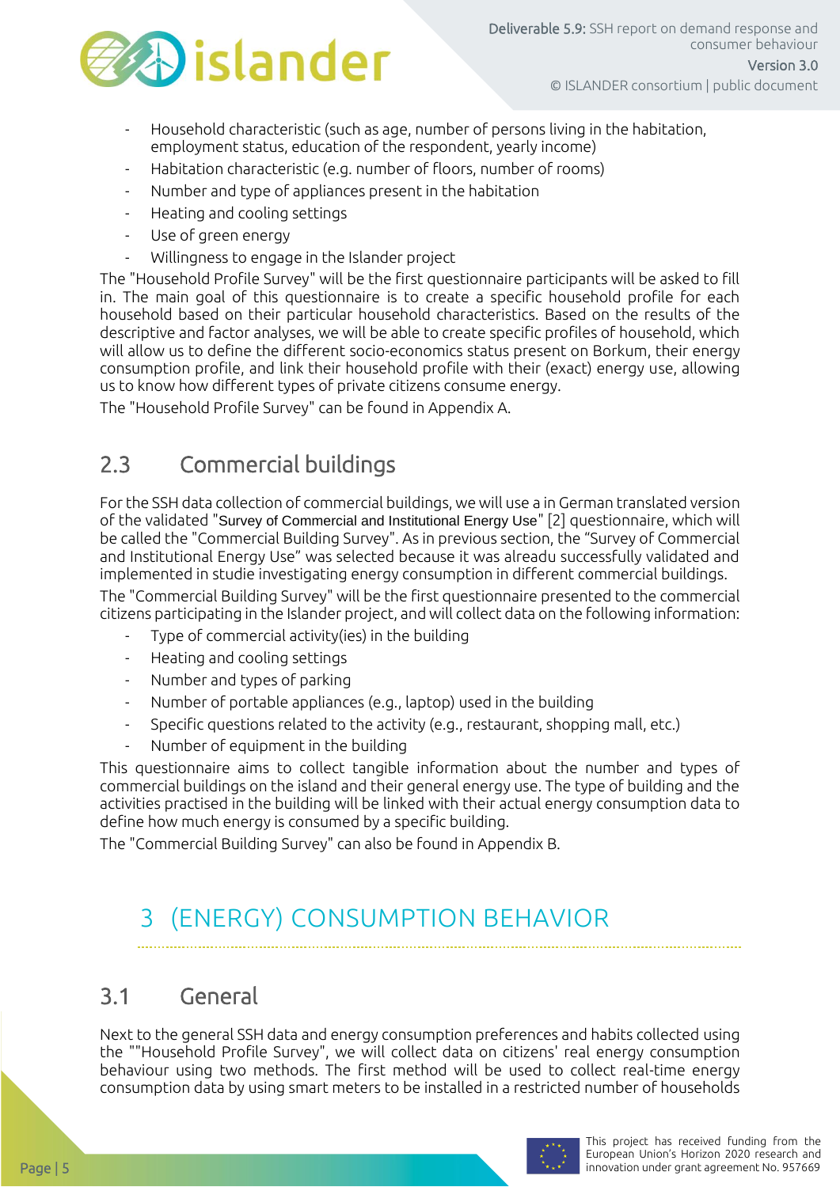- Household characteristic (such as age, number of persons living in the habitation, employment status, education of the respondent, yearly income)
- Habitation characteristic (e.g. number of floors, number of rooms)
- Number and type of appliances present in the habitation
- Heating and cooling settings
- Use of green energy
- Willingness to engage in the Islander project

The "Household Profile Survey" will be the first questionnaire participants will be asked to fill in. The main goal of this questionnaire is to create a specific household profile for each household based on their particular household characteristics. Based on the results of the descriptive and factor analyses, we will be able to create specific profiles of household, which will allow us to define the different socio-economics status present on Borkum, their energy consumption profile, and link their household profile with their (exact) energy use, allowing us to know how different types of private citizens consume energy.

The "Household Profile Survey" can be found in Appendix A.

## 2.3 Commercial buildings

For the SSH data collection of commercial buildings, we will use a in German translated version of the validated "Survey of Commercial and Institutional Energy Use" [2] questionnaire, which will be called the "Commercial Building Survey". As in previous section, the "Survey of Commercial and Institutional Energy Use" was selected because it was alreadu successfully validated and implemented in studie investigating energy consumption in different commercial buildings.

The "Commercial Building Survey" will be the first questionnaire presented to the commercial citizens participating in the Islander project, and will collect data on the following information:

- Type of commercial activity(ies) in the building
- Heating and cooling settings
- Number and types of parking
- Number of portable appliances (e.g., laptop) used in the building
- Specific questions related to the activity (e.g., restaurant, shopping mall, etc.)
- Number of equipment in the building

This questionnaire aims to collect tangible information about the number and types of commercial buildings on the island and their general energy use. The type of building and the activities practised in the building will be linked with their actual energy consumption data to define how much energy is consumed by a specific building.

The "Commercial Building Survey" can also be found in Appendix B.

# 3 (ENERGY) CONSUMPTION BEHAVIOR

## 3.1 General

Next to the general SSH data and energy consumption preferences and habits collected using the ""Household Profile Survey", we will collect data on citizens' real energy consumption behaviour using two methods. The first method will be used to collect real-time energy consumption data by using smart meters to be installed in a restricted number of households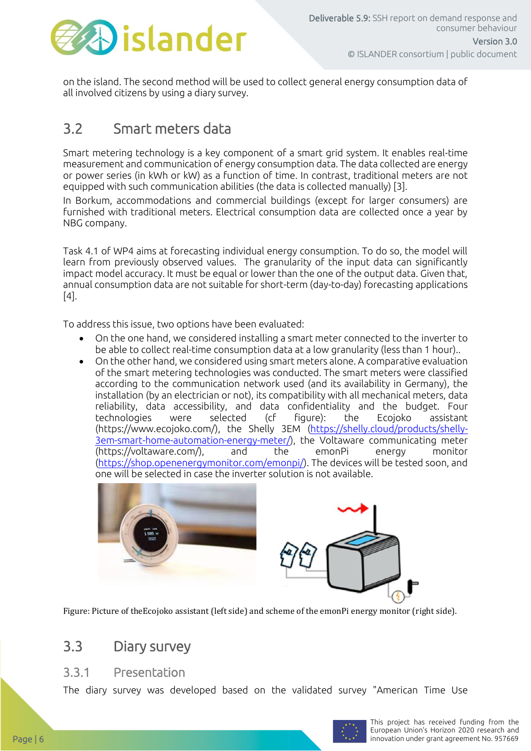on the island. The second method will be used to collect general energy consumption data of all involved citizens by using a diary survey.

## 3.2 Smart meters data

Smart metering technology is a key component of a smart grid system. It enables real-time measurement and communication of energy consumption data. The data collected are energy or power series (in kWh or kW) as a function of time. In contrast, traditional meters are not equipped with such communication abilities (the data is collected manually) [3].

In Borkum, accommodations and commercial buildings (except for larger consumers) are furnished with traditional meters. Electrical consumption data are collected once a year by NBG company.

Task 4.1 of WP4 aims at forecasting individual energy consumption. To do so, the model will learn from previously observed values. The granularity of the input data can significantly impact model accuracy. It must be equal or lower than the one of the output data. Given that, annual consumption data are not suitable for short-term (day-to-day) forecasting applications [4].

To address this issue, two options have been evaluated:

- On the one hand, we considered installing a smart meter connected to the inverter to be able to collect real-time consumption data at a low granularity (less than 1 hour)..
- On the other hand, we considered using smart meters alone. A comparative evaluation of the smart metering technologies was conducted. The smart meters were classified according to the communication network used (and its availability in Germany), the installation (by an electrician or not), its compatibility with all mechanical meters, data reliability, data accessibility, and data confidentiality and the budget. Four technologies were selected (cf figure): the Ecojoko assistant (https://www.ecojoko.com/), the Shelly 3EM (https://shelly.cloud/products/shelly-3em-smart-home-automation-energy-meter/), the Voltaware communicating meter (https://voltaware.com/), and the emonPi energy monitor (https://shop.openenergymonitor.com/emonpi/). The devices will be tested soon, and one will be selected in case the inverter solution is not available.

Figure: Picture of theEcojoko assistant (left side) and scheme of the emonPi energy monitor (right side).

## 3.3 Diary survey

### 3.3.1 Presentation

The diary survey was developed based on the validated survey "American Time Use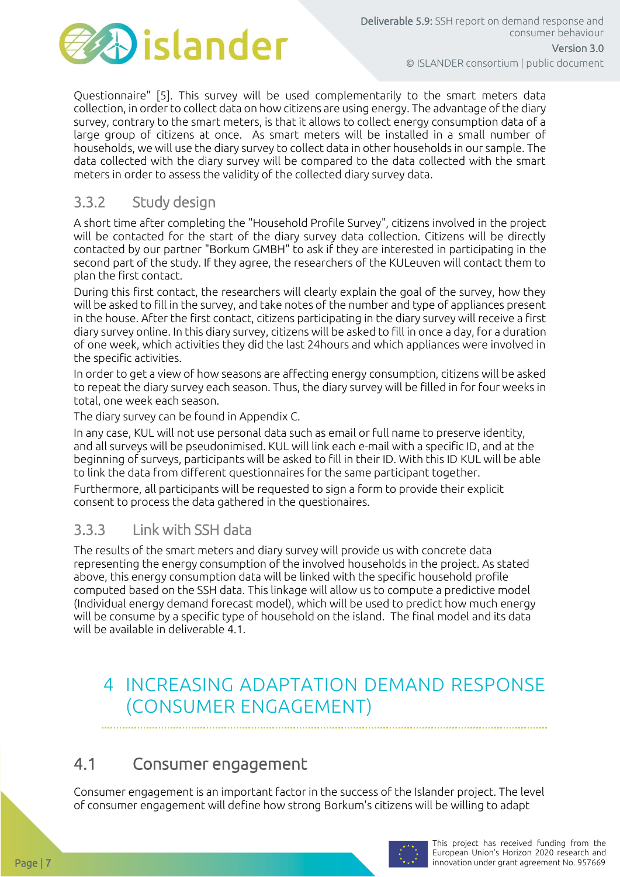Questionnaire" [5]. This survey will be used complementarily to the smart meters data collection, in order to collect data on how citizens are using energy. The advantage of the diary survey, contrary to the smart meters, is that it allows to collect energy consumption data of a large group of citizens at once. As smart meters will be installed in a small number of households, we will use the diary survey to collect data in other households in our sample. The data collected with the diary survey will be compared to the data collected with the smart meters in order to assess the validity of the collected diary survey data.

### 3.3.2 Study design

A short time after completing the "Household Profile Survey", citizens involved in the project will be contacted for the start of the diary survey data collection. Citizens will be directly contacted by our partner "Borkum GMBH" to ask if they are interested in participating in the second part of the study. If they agree, the researchers of the KULeuven will contact them to plan the first contact.

During this first contact, the researchers will clearly explain the goal of the survey, how they will be asked to fill in the survey, and take notes of the number and type of appliances present in the house. After the first contact, citizens participating in the diary survey will receive a first diary survey online. In this diary survey, citizens will be asked to fill in once a day, for a duration of one week, which activities they did the last 24hours and which appliances were involved in the specific activities.

In order to get a view of how seasons are affecting energy consumption, citizens will be asked to repeat the diary survey each season. Thus, the diary survey will be filled in for four weeks in total, one week each season.

The diary survey can be found in Appendix C.

In any case, KUL will not use personal data such as email or full name to preserve identity, and all surveys will be pseudonimised. KUL will link each e-mail with a specific ID, and at the beginning of surveys, participants will be asked to fill in their ID. With this ID KUL will be able to link the data from different questionnaires for the same participant together.

Furthermore, all participants will be requested to sign a form to provide their explicit consent to process the data gathered in the questionaires.

### 3.3.3 Link with SSH data

The results of the smart meters and diary survey will provide us with concrete data representing the energy consumption of the involved households in the project. As stated above, this energy consumption data will be linked with the specific household profile computed based on the SSH data. This linkage will allow us to compute a predictive model (Individual energy demand forecast model), which will be used to predict how much energy will be consume by a specific type of household on the island. The final model and its data will be available in deliverable 4.1.

# 4 INCREASING ADAPTATION DEMAND RESPONSE (CONSUMER ENGAGEMENT)

## 4.1 Consumer engagement

Consumer engagement is an important factor in the success of the Islander project. The level of consumer engagement will define how strong Borkum's citizens will be willing to adapt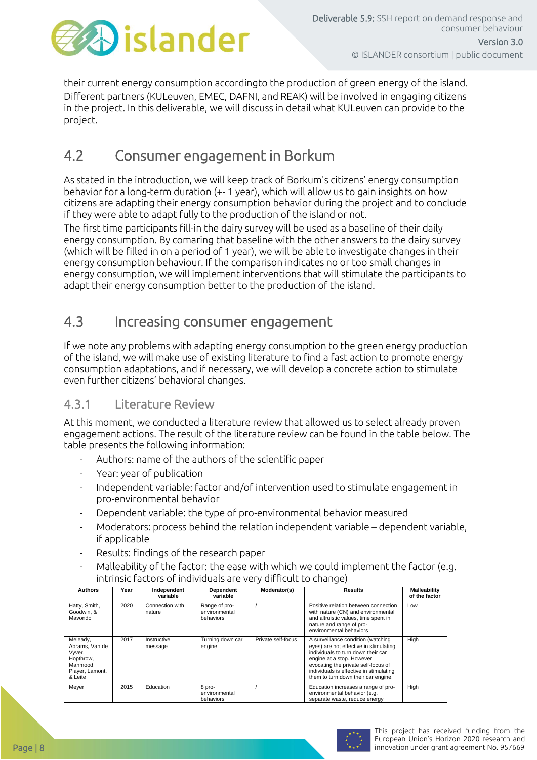their current energy consumption accordingto the production of green energy of the island. Different partners (KULeuven, EMEC, DAFNI, and REAK) will be involved in engaging citizens in the project. In this deliverable, we will discuss in detail what KULeuven can provide to the project.

## 4.2 Consumer engagement in Borkum

As stated in the introduction, we will keep track of Borkum's citizens' energy consumption behavior for a long-term duration (+- 1 year), which will allow us to gain insights on how citizens are adapting their energy consumption behavior during the project and to conclude if they were able to adapt fully to the production of the island or not.

The first time participants fill-in the dairy survey will be used as a baseline of their daily energy consumption. By comaring that baseline with the other answers to the dairy survey (which will be filled in on a period of 1 year), we will be able to investigate changes in their energy consumption behaviour. If the comparison indicates no or too small changes in energy consumption, we will implement interventions that will stimulate the participants to adapt their energy consumption better to the production of the island.

## 4.3 Increasing consumer engagement

If we note any problems with adapting energy consumption to the green energy production of the island, we will make use of existing literature to find a fast action to promote energy consumption adaptations, and if necessary, we will develop a concrete action to stimulate even further citizens' behavioral changes.

### 4.3.1 Literature Review

At this moment, we conducted a literature review that allowed us to select already proven engagement actions. The result of the literature review can be found in the table below. The table presents the following information:

- Authors: name of the authors of the scientific paper
- Year: year of publication
- Independent variable: factor and/of intervention used to stimulate engagement in pro-environmental behavior
- Dependent variable: the type of pro-environmental behavior measured
- Moderators: process behind the relation independent variable – dependent variable, if applicable
- Results: findings of the research paper
- Malleability of the factor: the ease with which we could implement the factor (e.g. intrinsic factors of individuals are very difficult to change)

| Authors | Year | Independent variable | Dependent variable | Moderator(s) | Results | Malleability of the factor |
|---|---|---|---|---|---|---|
| Hatty, Smith, Goodwin, & Mavondo | 2020 | Connection with nature | Range of pro-environmental behaviors | / | Positive relation between connection with nature (CN) and environmental and altruistic values, time spent in nature and range of pro-environmental behaviors | Low |
| Meleady, Abrams, Van de Vyver, Hopthrow, Mahmood, Player, Lamont, & Leite | 2017 | Instructive message | Turning down car engine | Private self-focus | A surveillance condition (watching eyes) are not effective in stimulating individuals to turn down their car engine at a stop. However, evocating the private self-focus of individuals is effective in stimulating them to turn down their car engine. | High |
| Meyer | 2015 | Education | 8 pro-environmental behaviors | / | Education increases a range of pro-environmental behavior (e.g. separate waste, reduce energy | High |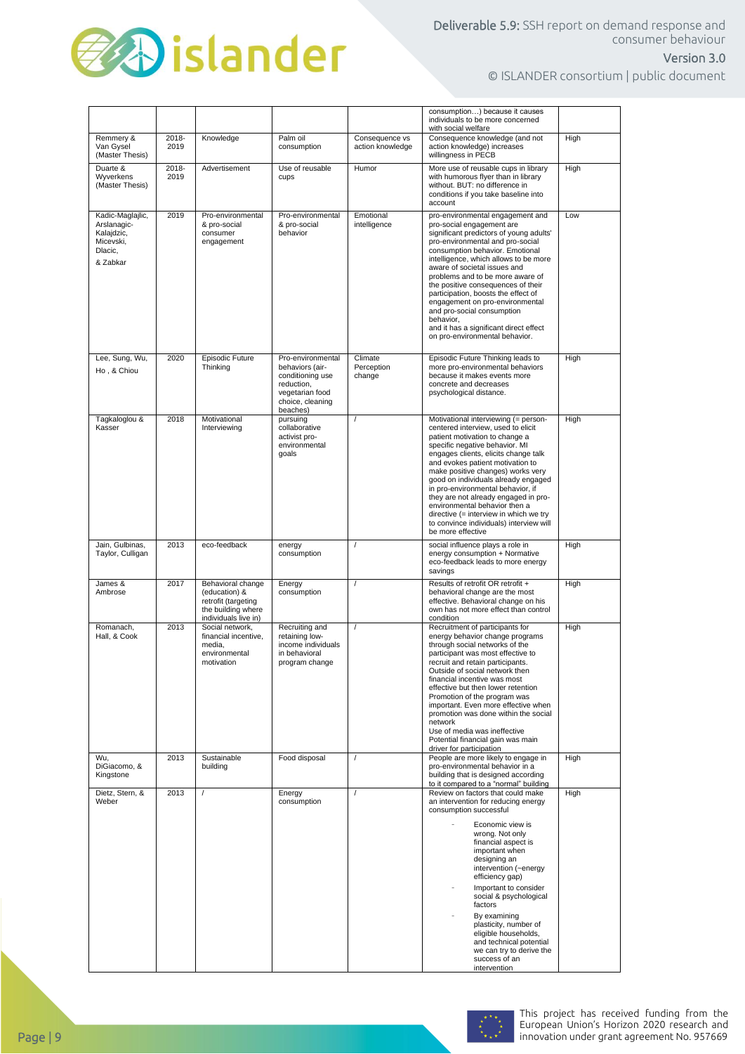| | | | | | | |
|---|---|---|---|---|---|---|
| | | | | | consumption…) because it causes individuals to be more concerned with social welfare | |
| Remmery & Van Gysel (Master Thesis) | 2018-2019 | Knowledge | Palm oil consumption | Consequence vs action knowledge | Consequence knowledge (and not action knowledge) increases willingness in PECB | High |
| Duarte & Wyverkens (Master Thesis) | 2018-2019 | Advertisement | Use of reusable cups | Humor | More use of reusable cups in library with humorous flyer than in library without. BUT: no difference in conditions if you take baseline into account | High |
| Kadic-Maglajlic, Arslanagic-Kalajdzic, Micevski, Dlacic, & Zabkar | 2019 | Pro-environmental & pro-social consumer engagement | Pro-environmental & pro-social behavior | Emotional intelligence | pro-environmental engagement and pro-social engagement are significant predictors of young adults' pro-environmental and pro-social consumption behavior. Emotional intelligence, which allows to be more aware of societal issues and problems and to be more aware of the positive consequences of their participation, boosts the effect of engagement on pro-environmental and pro-social consumption behavior, and it has a significant direct effect on pro-environmental behavior. | Low |
| Lee, Sung, Wu, Ho , & Chiou | 2020 | Episodic Future Thinking | Pro-environmental behaviors (air-conditioning use reduction, vegetarian food choice, cleaning beaches) | Climate Perception change | Episodic Future Thinking leads to more pro-environmental behaviors because it makes events more concrete and decreases psychological distance. | High |
| Tagkaloglou & Kasser | 2018 | Motivational Interviewing | pursuing collaborative activist pro-environmental goals | / | Motivational interviewing (= person-centered interview, used to elicit patient motivation to change a specific negative behavior. MI engages clients, elicits change talk and evokes patient motivation to make positive changes) works very good on individuals already engaged in pro-environmental behavior, if they are not already engaged in pro-environmental behavior then a directive (= interview in which we try to convince individuals) interview will be more effective | High |
| Jain, Gulbinas, Taylor, Culligan | 2013 | eco-feedback | energy consumption | / | social influence plays a role in energy consumption + Normative eco-feedback leads to more energy savings | High |
| James & Ambrose | 2017 | Behavioral change (education) & retrofit (targeting the building where individuals live in) | Energy consumption | / | Results of retrofit OR retrofit + behavioral change are the most effective. Behavioral change on his own has not more effect than control condition | High |
| Romanach, Hall, & Cook | 2013 | Social network, financial incentive, media, environmental motivation | Recruiting and retaining low-income individuals in behavioral program change | / | Recruitment of participants for energy behavior change programs through social networks of the participant was most effective to recruit and retain participants. Outside of social network then financial incentive was most effective but then lower retention. Promotion of the program was important. Even more effective when promotion was done within the social network<br>Use of media was ineffective<br>Potential financial gain was main driver for participation | High |
| Wu, DiGiacomo, & Kingstone | 2013 | Sustainable building | Food disposal | / | People are more likely to engage in pro-environmental behavior in a building that is designed according to it compared to a "normal" building | High |
| Dietz, Stern, & Weber | 2013 | / | Energy consumption | / | Review on factors that could make an intervention for reducing energy consumption successful<br>- Economic view is wrong. Not only financial aspect is important when designing an intervention (~energy efficiency gap)<br>- Important to consider social & psychological factors<br>- By examining plasticity, number of eligible households, and technical potential we can try to derive the success of an intervention | High |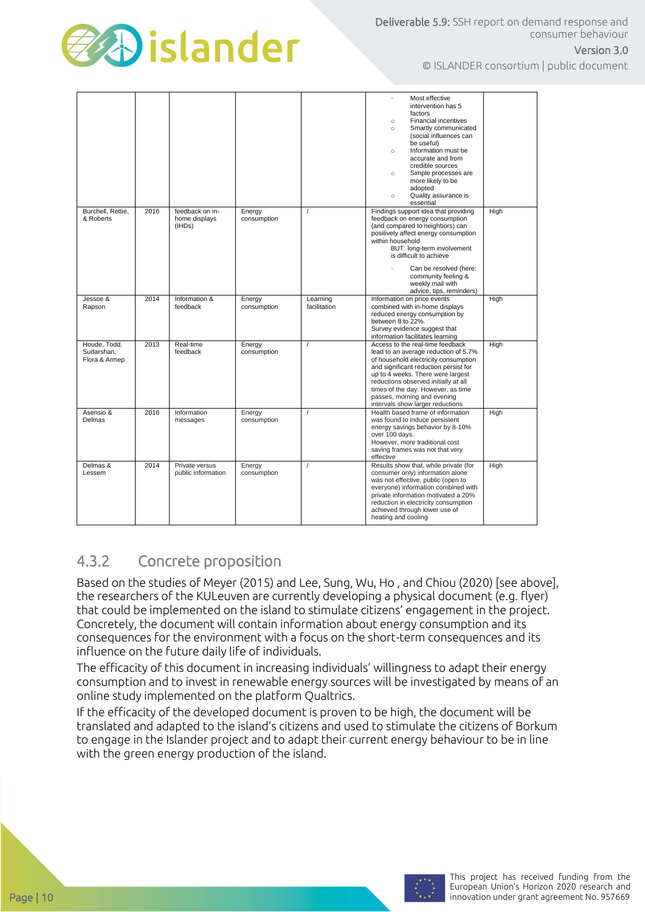| | | | | | | |
|---|---|---|---|---|---|---|
| | | | | | - Most effective intervention has 5 factors<br>○ Financial incentives<br>○ Smartly communicated (social influences can be useful)<br>○ Information must be accurate and from credible sources<br>○ Simple processes are more likely to be adopted<br>○ Quality assurance is essential | |
| Burchell, Rettie, & Roberts | 2016 | feedback on in-home displays (IHDs) | Energy consumption | / | Findings support idea that providing feedback on energy consumption (and compared to neighbors) can positively affect energy consumption within household<br>BUT: long-term involvement is difficult to achieve<br>- Can be resolved (here: community feeling & weekly mail with advice, tips, reminders) | High |
| Jessoe & Rapson | 2014 | Information & feedback | Energy consumption | Learning facilitation | Information on price events combined with in-home displays reduced energy consumption by between 8 to 22%.<br>Survey evidence suggest that information facilitates learning | High |
| Houde, Todd, Sudarshan, Flora & Armep | 2013 | Real-time feedback | Energy consumption | / | Access to the real-time feedback lead to an average reduction of 5.7% of household electricity consumption and significant reduction persist for up to 4 weeks. There were largest reductions observed initially at all times of the day. However, as time passes, morning and evening intervals show larger reductions | High |
| Asensio & Delmas | 2016 | Information messages | Energy consumption | / | Health based frame of information was found to induce persistent energy savings behavior by 8-10% over 100 days.<br>However, more traditional cost saving frames was not that very effective | High |
| Delmas & Lessem | 2014 | Private versus public information | Energy consumption | / | Results show that, while private (for consumer only) information alone was not effective, public (open to everyone) information combined with private information motivated a 20% reduction in electricity consumption achieved through lower use of heating and cooling | High |

### 4.3.2 Concrete proposition

Based on the studies of Meyer (2015) and Lee, Sung, Wu, Ho , and Chiou (2020) [see above], the researchers of the KULeuven are currently developing a physical document (e.g. flyer) that could be implemented on the island to stimulate citizens' engagement in the project. Concretely, the document will contain information about energy consumption and its consequences for the environment with a focus on the short-term consequences and its influence on the future daily life of individuals.

The efficacity of this document in increasing individuals' willingness to adapt their energy consumption and to invest in renewable energy sources will be investigated by means of an online study implemented on the platform Qualtrics.

If the efficacity of the developed document is proven to be high, the document will be translated and adapted to the island's citizens and used to stimulate the citizens of Borkum to engage in the Islander project and to adapt their current energy behaviour to be in line with the green energy production of the island.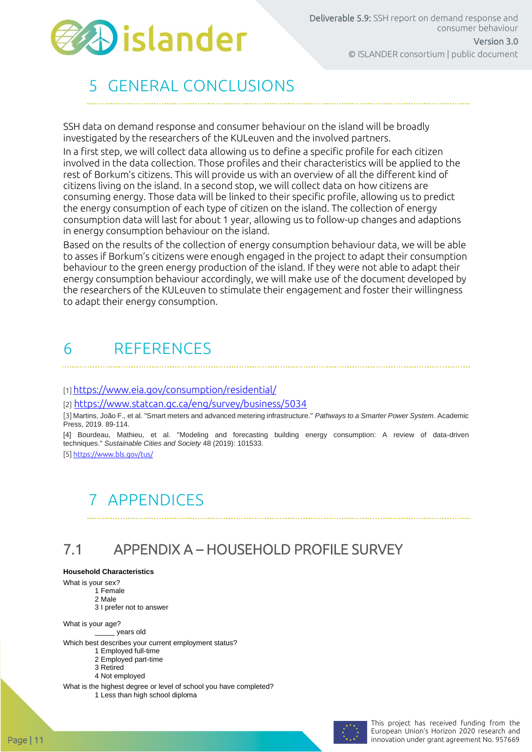// GENERAL CONCLUSIONS
# 5 GENERAL CONCLUSIONS

SSH data on demand response and consumer behaviour on the island will be broadly investigated by the researchers of the KULeuven and the involved partners.

In a first step, we will collect data allowing us to define a specific profile for each citizen involved in the data collection. Those profiles and their characteristics will be applied to the rest of Borkum's citizens. This will provide us with an overview of all the different kind of citizens living on the island. In a second stop, we will collect data on how citizens are consuming energy. Those data will be linked to their specific profile, allowing us to predict the energy consumption of each type of citizen on the island. The collection of energy consumption data will last for about 1 year, allowing us to follow-up changes and adaptions in energy consumption behaviour on the island.

Based on the results of the collection of energy consumption behaviour data, we will be able to asses if Borkum's citizens were enough engaged in the project to adapt their consumption behaviour to the green energy production of the island. If they were not able to adapt their energy consumption behaviour accordingly, we will make use of the document developed by the researchers of the KULeuven to stimulate their engagement and foster their willingness to adapt their energy consumption.

# 6 REFERENCES

[1] https://www.eia.gov/consumption/residential/

[2] https://www.statcan.gc.ca/eng/survey/business/5034

[3] Martins, João F., et al. "Smart meters and advanced metering infrastructure." *Pathways to a Smarter Power System*. Academic Press, 2019. 89-114.

[4] Bourdeau, Mathieu, et al. "Modeling and forecasting building energy consumption: A review of data-driven techniques." *Sustainable Cities and Society* 48 (2019): 101533.

[5] https://www.bls.gov/tus/

# 7 APPENDICES

## 7.1 APPENDIX A – HOUSEHOLD PROFILE SURVEY

**Household Characteristics**

What is your sex?
- 1 Female
- 2 Male
- 3 I prefer not to answer

What is your age?
- _____ years old

Which best describes your current employment status?
- 1 Employed full-time
- 2 Employed part-time
- 3 Retired
- 4 Not employed

What is the highest degree or level of school you have completed?
- 1 Less than high school diploma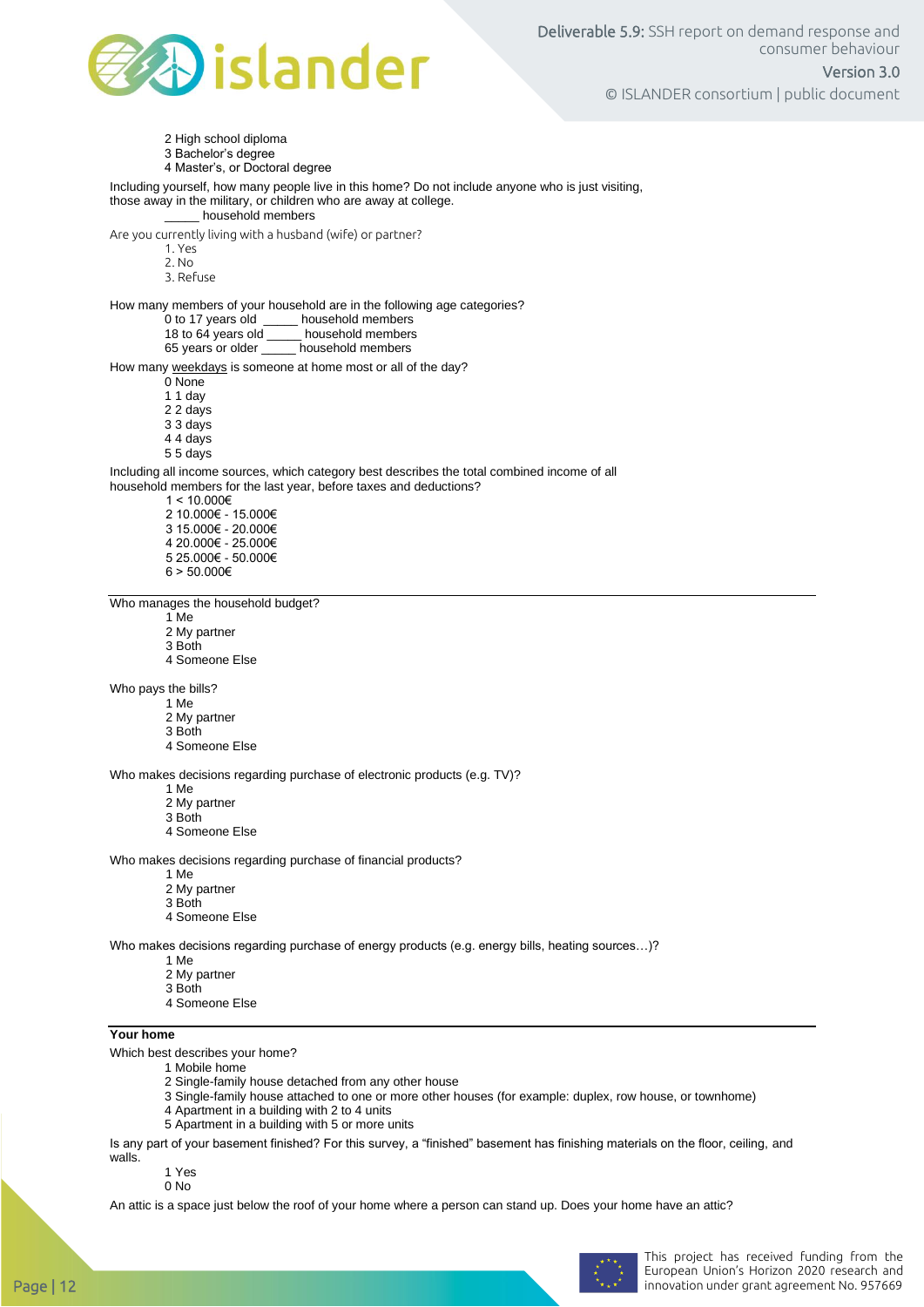2 High school diploma
3 Bachelor's degree
4 Master's, or Doctoral degree

Including yourself, how many people live in this home? Do not include anyone who is just visiting, those away in the military, or children who are away at college.

_____ household members

Are you currently living with a husband (wife) or partner?

1. Yes
2. No
3. Refuse

How many members of your household are in the following age categories?

0 to 17 years old _____ household members
18 to 64 years old _____ household members
65 years or older _____ household members

How many weekdays is someone at home most or all of the day?

0 None
1 1 day
2 2 days
3 3 days
4 4 days
5 5 days

Including all income sources, which category best describes the total combined income of all household members for the last year, before taxes and deductions?

1 < 10.000€
2 10.000€ - 15.000€
3 15.000€ - 20.000€
4 20.000€ - 25.000€
5 25.000€ - 50.000€
6 > 50.000€

---

Who manages the household budget?

1 Me
2 My partner
3 Both
4 Someone Else

Who pays the bills?

1 Me
2 My partner
3 Both
4 Someone Else

Who makes decisions regarding purchase of electronic products (e.g. TV)?

1 Me
2 My partner
3 Both
4 Someone Else

Who makes decisions regarding purchase of financial products?

1 Me
2 My partner
3 Both
4 Someone Else

Who makes decisions regarding purchase of energy products (e.g. energy bills, heating sources…)?

1 Me
2 My partner
3 Both
4 Someone Else

---

**Your home**

Which best describes your home?

1 Mobile home
2 Single-family house detached from any other house
3 Single-family house attached to one or more other houses (for example: duplex, row house, or townhome)
4 Apartment in a building with 2 to 4 units
5 Apartment in a building with 5 or more units

Is any part of your basement finished? For this survey, a "finished" basement has finishing materials on the floor, ceiling, and walls.

1 Yes
0 No

An attic is a space just below the roof of your home where a person can stand up. Does your home have an attic?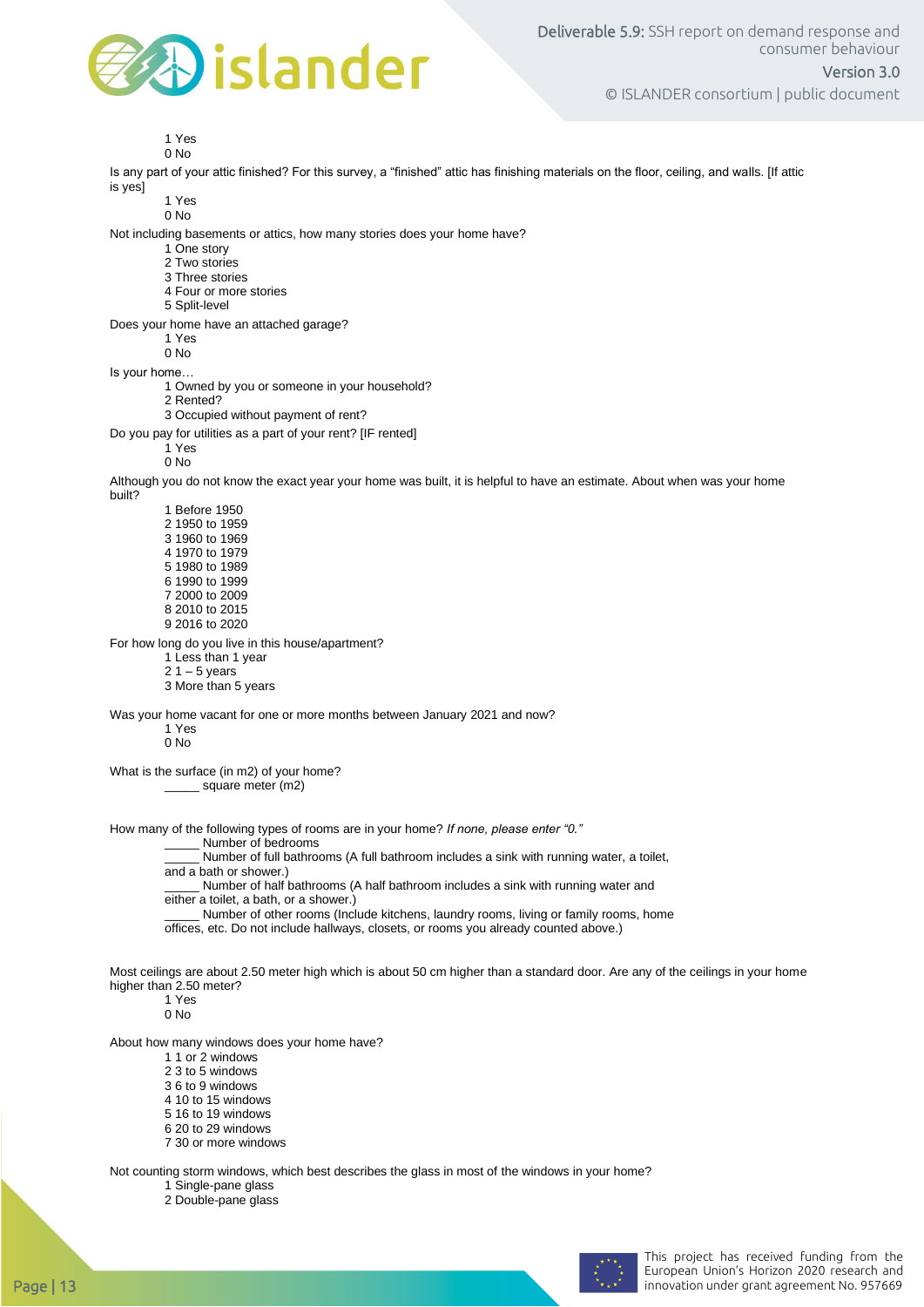1 Yes
0 No

Is any part of your attic finished? For this survey, a "finished" attic has finishing materials on the floor, ceiling, and walls. [If attic is yes]

1 Yes
0 No

Not including basements or attics, how many stories does your home have?

1 One story
2 Two stories
3 Three stories
4 Four or more stories
5 Split-level

Does your home have an attached garage?

1 Yes
0 No

Is your home…

1 Owned by you or someone in your household?
2 Rented?
3 Occupied without payment of rent?

Do you pay for utilities as a part of your rent? [IF rented]

1 Yes
0 No

Although you do not know the exact year your home was built, it is helpful to have an estimate. About when was your home built?

1 Before 1950
2 1950 to 1959
3 1960 to 1969
4 1970 to 1979
5 1980 to 1989
6 1990 to 1999
7 2000 to 2009
8 2010 to 2015
9 2016 to 2020

For how long do you live in this house/apartment?

1 Less than 1 year
2 1 – 5 years
3 More than 5 years

Was your home vacant for one or more months between January 2021 and now?

1 Yes
0 No

What is the surface (in m2) of your home?

_____ square meter (m2)

How many of the following types of rooms are in your home? *If none, please enter "0."*

_____ Number of bedrooms
_____ Number of full bathrooms (A full bathroom includes a sink with running water, a toilet, and a bath or shower.)
_____ Number of half bathrooms (A half bathroom includes a sink with running water and either a toilet, a bath, or a shower.)
_____ Number of other rooms (Include kitchens, laundry rooms, living or family rooms, home offices, etc. Do not include hallways, closets, or rooms you already counted above.)

Most ceilings are about 2.50 meter high which is about 50 cm higher than a standard door. Are any of the ceilings in your home higher than 2.50 meter?

1 Yes
0 No

About how many windows does your home have?

1 1 or 2 windows
2 3 to 5 windows
3 6 to 9 windows
4 10 to 15 windows
5 16 to 19 windows
6 20 to 29 windows
7 30 or more windows

Not counting storm windows, which best describes the glass in most of the windows in your home?

1 Single-pane glass
2 Double-pane glass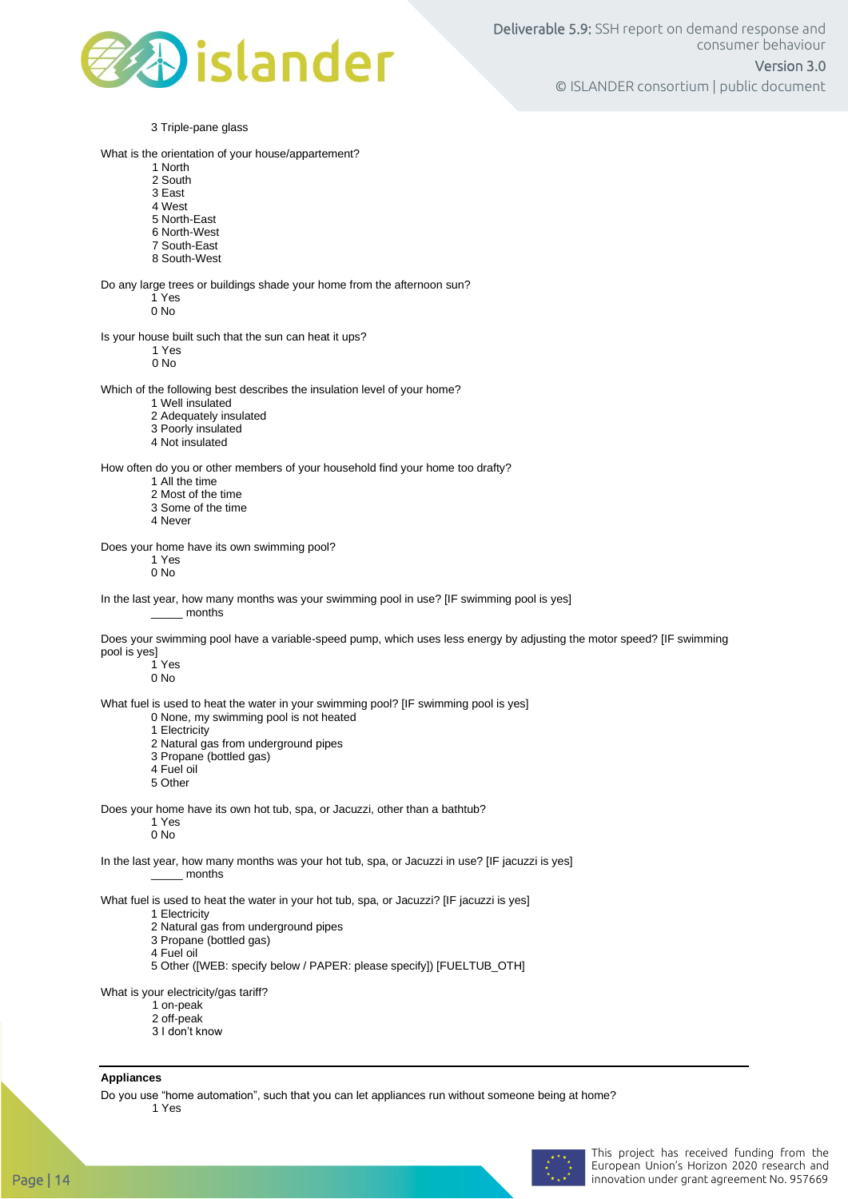3 Triple-pane glass

What is the orientation of your house/appertement?

1 North
2 South
3 East
4 West
5 North-East
6 North-West
7 South-East
8 South-West

Do any large trees or buildings shade your home from the afternoon sun?

1 Yes
0 No

Is your house built such that the sun can heat it ups?

1 Yes
0 No

Which of the following best describes the insulation level of your home?

1 Well insulated
2 Adequately insulated
3 Poorly insulated
4 Not insulated

How often do you or other members of your household find your home too drafty?

1 All the time
2 Most of the time
3 Some of the time
4 Never

Does your home have its own swimming pool?

1 Yes
0 No

In the last year, how many months was your swimming pool in use? [IF swimming pool is yes]

_____ months

Does your swimming pool have a variable-speed pump, which uses less energy by adjusting the motor speed? [IF swimming pool is yes]

1 Yes
0 No

What fuel is used to heat the water in your swimming pool? [IF swimming pool is yes]

0 None, my swimming pool is not heated
1 Electricity
2 Natural gas from underground pipes
3 Propane (bottled gas)
4 Fuel oil
5 Other

Does your home have its own hot tub, spa, or Jacuzzi, other than a bathtub?

1 Yes
0 No

In the last year, how many months was your hot tub, spa, or Jacuzzi in use? [IF jacuzzi is yes]

_____ months

What fuel is used to heat the water in your hot tub, spa, or Jacuzzi? [IF jacuzzi is yes]

1 Electricity
2 Natural gas from underground pipes
3 Propane (bottled gas)
4 Fuel oil
5 Other ([WEB: specify below / PAPER: please specify]) [FUELTUB_OTH]

What is your electricity/gas tariff?

1 on-peak
2 off-peak
3 I don't know

---

**Appliances**

Do you use "home automation", such that you can let appliances run without someone being at home?

1 Yes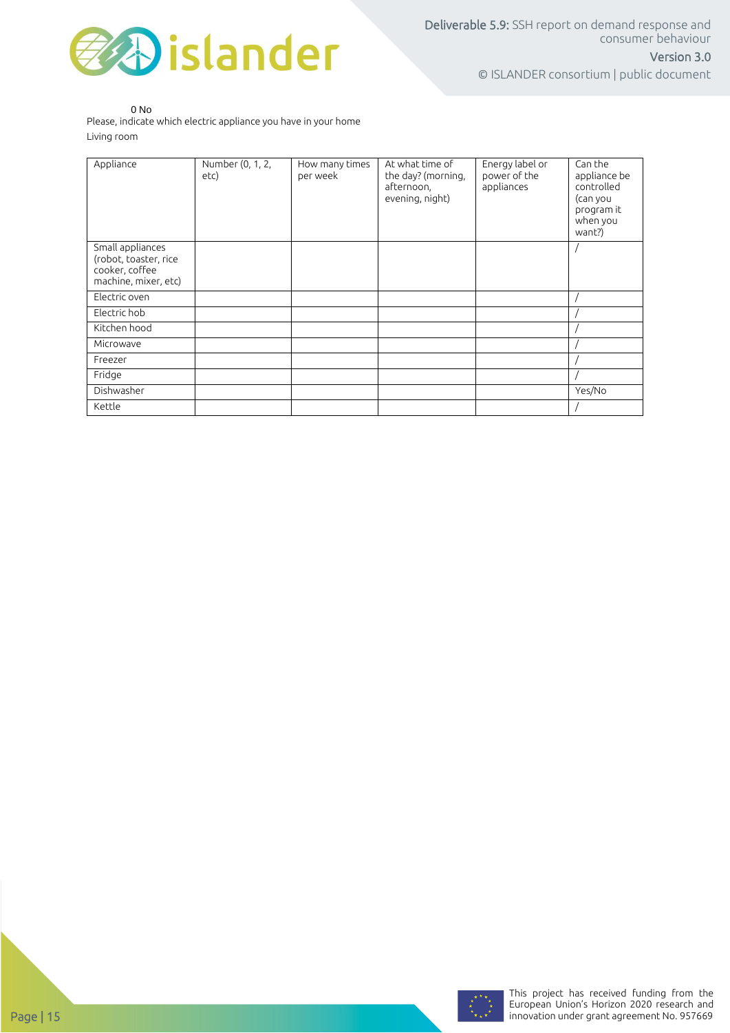0 No

Please, indicate which electric appliance you have in your home

Living room

| Appliance | Number (0, 1, 2, etc) | How many times per week | At what time of the day? (morning, afternoon, evening, night) | Energy label or power of the appliances | Can the appliance be controlled (can you program it when you want?) |
|---|---|---|---|---|---|
| Small appliances (robot, toaster, rice cooker, coffee machine, mixer, etc) | | | | | / |
| Electric oven | | | | | / |
| Electric hob | | | | | / |
| Kitchen hood | | | | | / |
| Microwave | | | | | / |
| Freezer | | | | | / |
| Fridge | | | | | / |
| Dishwasher | | | | | Yes/No |
| Kettle | | | | | / |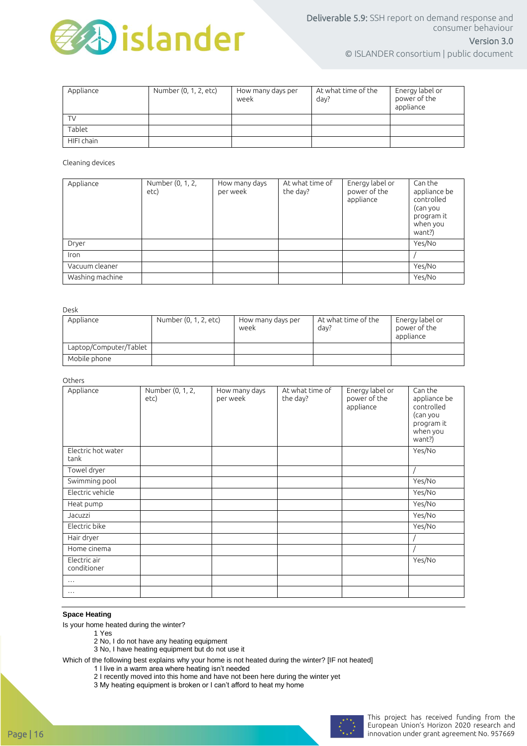| Appliance | Number (0, 1, 2, etc) | How many days per week | At what time of the day? | Energy label or power of the appliance |
|---|---|---|---|---|
| TV | | | | |
| Tablet | | | | |
| HIFI chain | | | | |

Cleaning devices

| Appliance | Number (0, 1, 2, etc) | How many days per week | At what time of the day? | Energy label or power of the appliance | Can the appliance be controlled (can you program it when you want?) |
|---|---|---|---|---|---|
| Dryer | | | | | Yes/No |
| Iron | | | | | / |
| Vacuum cleaner | | | | | Yes/No |
| Washing machine | | | | | Yes/No |

Desk

| Appliance | Number (0, 1, 2, etc) | How many days per week | At what time of the day? | Energy label or power of the appliance |
|---|---|---|---|---|
| Laptop/Computer/Tablet | | | | |
| Mobile phone | | | | |

Others

| Appliance | Number (0, 1, 2, etc) | How many days per week | At what time of the day? | Energy label or power of the appliance | Can the appliance be controlled (can you program it when you want?) |
|---|---|---|---|---|---|
| Electric hot water tank | | | | | Yes/No |
| Towel dryer | | | | | / |
| Swimming pool | | | | | Yes/No |
| Electric vehicle | | | | | Yes/No |
| Heat pump | | | | | Yes/No |
| Jacuzzi | | | | | Yes/No |
| Electric bike | | | | | Yes/No |
| Hair dryer | | | | | / |
| Home cinema | | | | | / |
| Electric air conditioner | | | | | Yes/No |
| … | | | | | |
| … | | | | | |

**Space Heating**

Is your home heated during the winter?

1 Yes
2 No, I do not have any heating equipment
3 No, I have heating equipment but do not use it

Which of the following best explains why your home is not heated during the winter? [IF not heated]

1 I live in a warm area where heating isn't needed
2 I recently moved into this home and have not been here during the winter yet
3 My heating equipment is broken or I can't afford to heat my home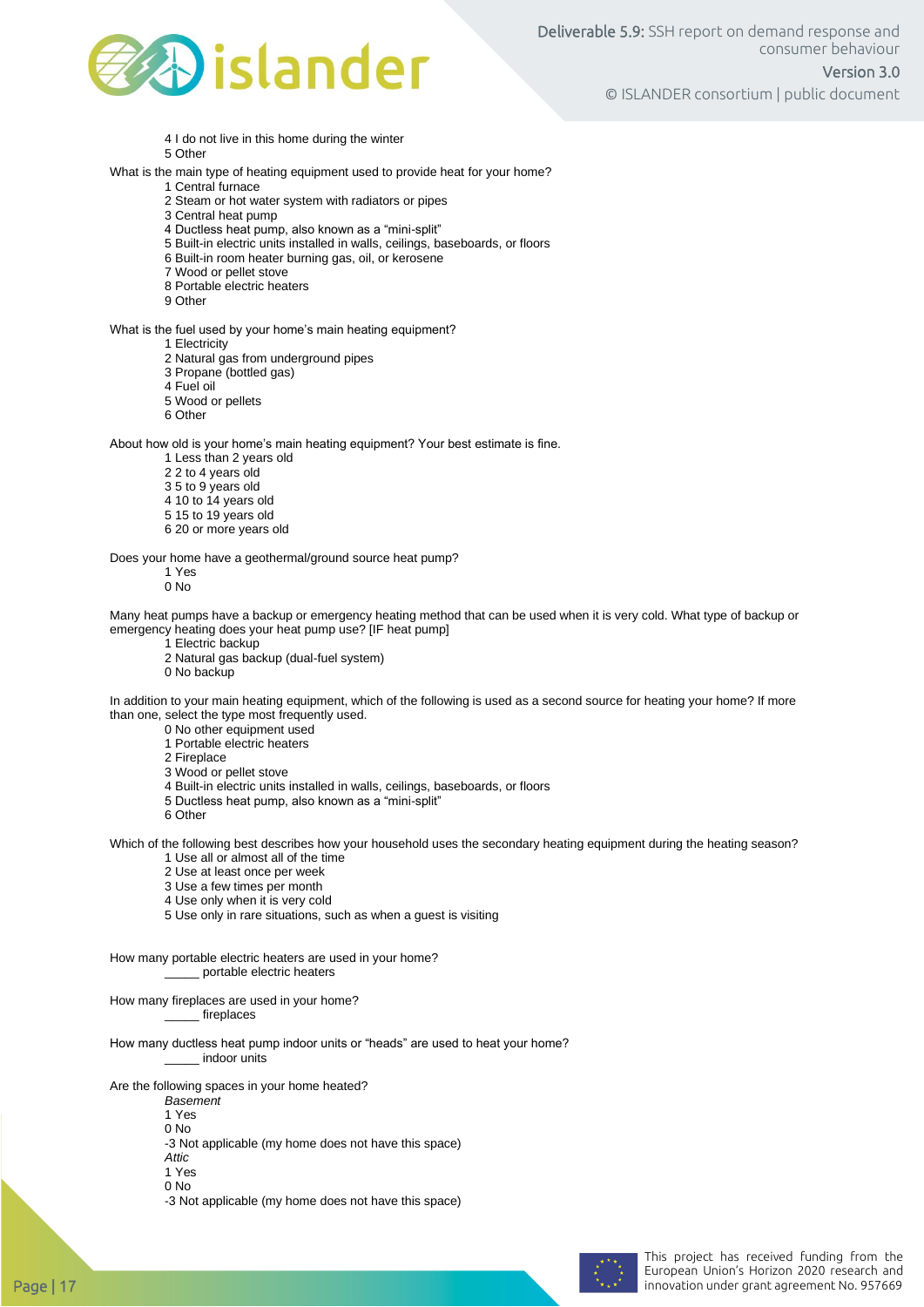4 I do not live in this home during the winter
5 Other

What is the main type of heating equipment used to provide heat for your home?
1 Central furnace
2 Steam or hot water system with radiators or pipes
3 Central heat pump
4 Ductless heat pump, also known as a "mini-split"
5 Built-in electric units installed in walls, ceilings, baseboards, or floors
6 Built-in room heater burning gas, oil, or kerosene
7 Wood or pellet stove
8 Portable electric heaters
9 Other

What is the fuel used by your home's main heating equipment?
1 Electricity
2 Natural gas from underground pipes
3 Propane (bottled gas)
4 Fuel oil
5 Wood or pellets
6 Other

About how old is your home's main heating equipment? Your best estimate is fine.
1 Less than 2 years old
2 2 to 4 years old
3 5 to 9 years old
4 10 to 14 years old
5 15 to 19 years old
6 20 or more years old

Does your home have a geothermal/ground source heat pump?
1 Yes
0 No

Many heat pumps have a backup or emergency heating method that can be used when it is very cold. What type of backup or emergency heating does your heat pump use? [IF heat pump]
1 Electric backup
2 Natural gas backup (dual-fuel system)
0 No backup

In addition to your main heating equipment, which of the following is used as a second source for heating your home? If more than one, select the type most frequently used.
0 No other equipment used
1 Portable electric heaters
2 Fireplace
3 Wood or pellet stove
4 Built-in electric units installed in walls, ceilings, baseboards, or floors
5 Ductless heat pump, also known as a "mini-split"
6 Other

Which of the following best describes how your household uses the secondary heating equipment during the heating season?
1 Use all or almost all of the time
2 Use at least once per week
3 Use a few times per month
4 Use only when it is very cold
5 Use only in rare situations, such as when a guest is visiting

How many portable electric heaters are used in your home?
_____ portable electric heaters

How many fireplaces are used in your home?
_____ fireplaces

How many ductless heat pump indoor units or "heads" are used to heat your home?
_____ indoor units

Are the following spaces in your home heated?
*Basement*
1 Yes
0 No
-3 Not applicable (my home does not have this space)
*Attic*
1 Yes
0 No
-3 Not applicable (my home does not have this space)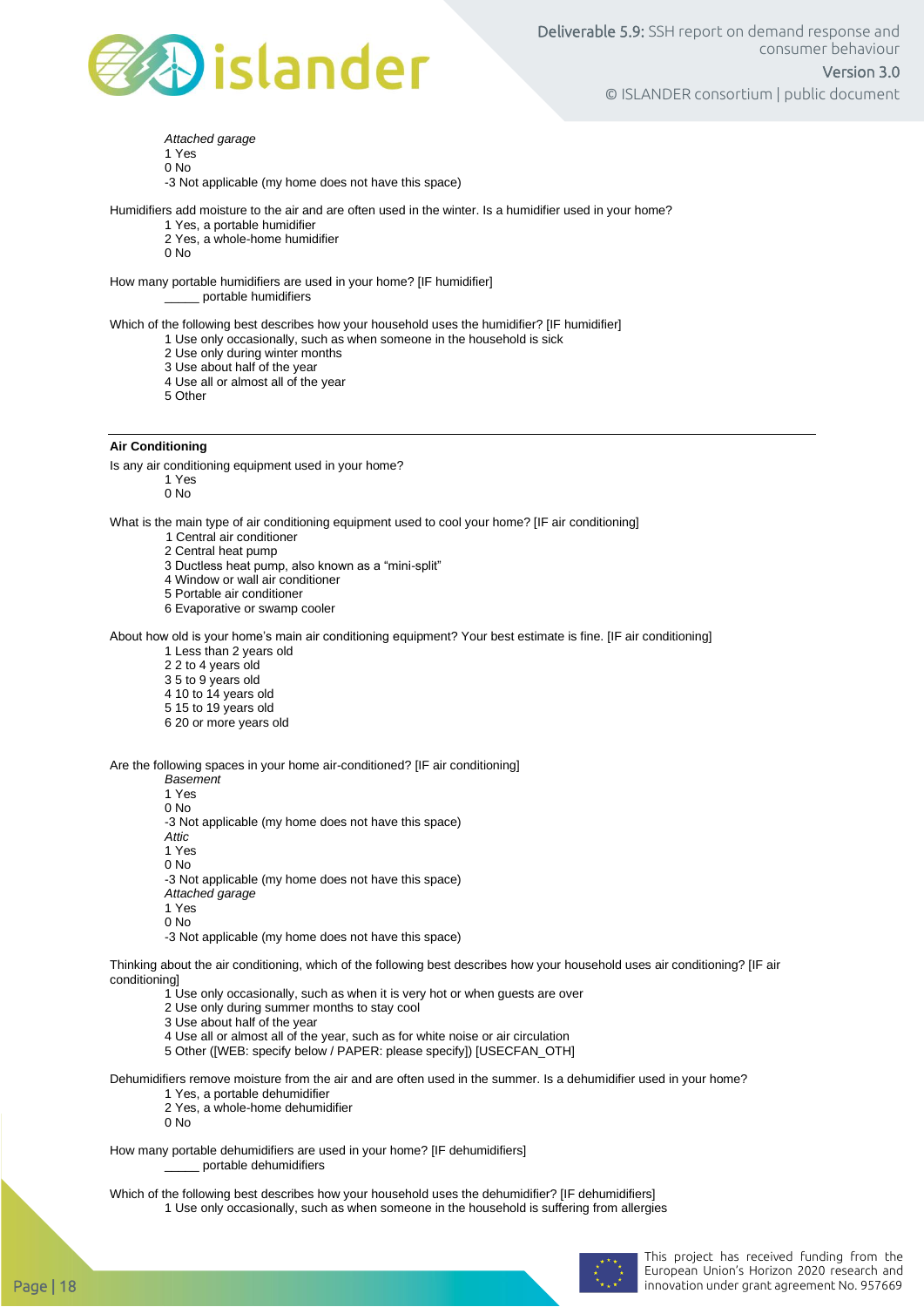*Attached garage*
1 Yes
0 No
-3 Not applicable (my home does not have this space)

Humidifiers add moisture to the air and are often used in the winter. Is a humidifier used in your home?
1 Yes, a portable humidifier
2 Yes, a whole-home humidifier
0 No

How many portable humidifiers are used in your home? [IF humidifier]
_____ portable humidifiers

Which of the following best describes how your household uses the humidifier? [IF humidifier]
1 Use only occasionally, such as when someone in the household is sick
2 Use only during winter months
3 Use about half of the year
4 Use all or almost all of the year
5 Other

---

**Air Conditioning**

Is any air conditioning equipment used in your home?
1 Yes
0 No

What is the main type of air conditioning equipment used to cool your home? [IF air conditioning]
1 Central air conditioner
2 Central heat pump
3 Ductless heat pump, also known as a "mini-split"
4 Window or wall air conditioner
5 Portable air conditioner
6 Evaporative or swamp cooler

About how old is your home's main air conditioning equipment? Your best estimate is fine. [IF air conditioning]
1 Less than 2 years old
2 2 to 4 years old
3 5 to 9 years old
4 10 to 14 years old
5 15 to 19 years old
6 20 or more years old

Are the following spaces in your home air-conditioned? [IF air conditioning]
*Basement*
1 Yes
0 No
-3 Not applicable (my home does not have this space)
*Attic*
1 Yes
0 No
-3 Not applicable (my home does not have this space)
*Attached garage*
1 Yes
0 No
-3 Not applicable (my home does not have this space)

Thinking about the air conditioning, which of the following best describes how your household uses air conditioning? [IF air conditioning]
1 Use only occasionally, such as when it is very hot or when guests are over
2 Use only during summer months to stay cool
3 Use about half of the year
4 Use all or almost all of the year, such as for white noise or air circulation
5 Other ([WEB: specify below / PAPER: please specify]) [USECFAN_OTH]

Dehumidifiers remove moisture from the air and are often used in the summer. Is a dehumidifier used in your home?
1 Yes, a portable dehumidifier
2 Yes, a whole-home dehumidifier
0 No

How many portable dehumidifiers are used in your home? [IF dehumidifiers]
_____ portable dehumidifiers

Which of the following best describes how your household uses the dehumidifier? [IF dehumidifiers]
1 Use only occasionally, such as when someone in the household is suffering from allergies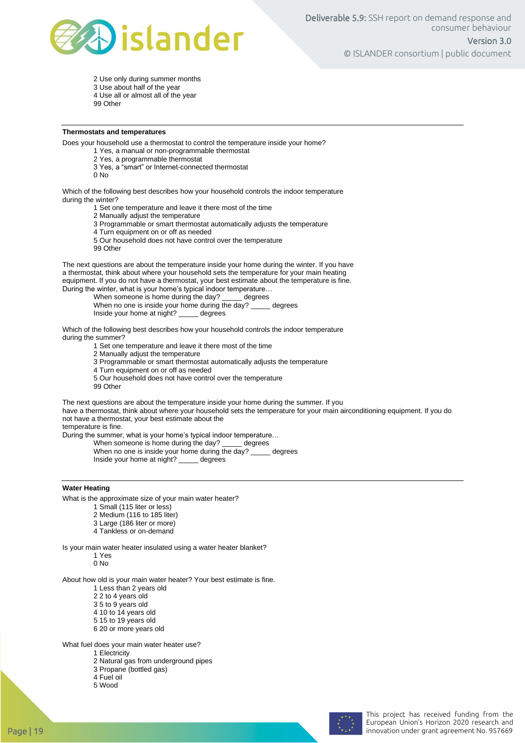2 Use only during summer months
3 Use about half of the year
4 Use all or almost all of the year
99 Other

---

**Thermostats and temperatures**

Does your household use a thermostat to control the temperature inside your home?
1 Yes, a manual or non-programmable thermostat
2 Yes, a programmable thermostat
3 Yes, a "smart" or Internet-connected thermostat
0 No

Which of the following best describes how your household controls the indoor temperature during the winter?
1 Set one temperature and leave it there most of the time
2 Manually adjust the temperature
3 Programmable or smart thermostat automatically adjusts the temperature
4 Turn equipment on or off as needed
5 Our household does not have control over the temperature
99 Other

The next questions are about the temperature inside your home during the winter. If you have a thermostat, think about where your household sets the temperature for your main heating equipment. If you do not have a thermostat, your best estimate about the temperature is fine.
During the winter, what is your home's typical indoor temperature…
When someone is home during the day? _____ degrees
When no one is inside your home during the day? _____ degrees
Inside your home at night? _____ degrees

Which of the following best describes how your household controls the indoor temperature during the summer?
1 Set one temperature and leave it there most of the time
2 Manually adjust the temperature
3 Programmable or smart thermostat automatically adjusts the temperature
4 Turn equipment on or off as needed
5 Our household does not have control over the temperature
99 Other

The next questions are about the temperature inside your home during the summer. If you have a thermostat, think about where your household sets the temperature for your main airconditioning equipment. If you do not have a thermostat, your best estimate about the temperature is fine.
During the summer, what is your home's typical indoor temperature…
When someone is home during the day? _____ degrees
When no one is inside your home during the day? _____ degrees
Inside your home at night? _____ degrees

---

**Water Heating**

What is the approximate size of your main water heater?
1 Small (115 liter or less)
2 Medium (116 to 185 liter)
3 Large (186 liter or more)
4 Tankless or on-demand

Is your main water heater insulated using a water heater blanket?
1 Yes
0 No

About how old is your main water heater? Your best estimate is fine.
1 Less than 2 years old
2 2 to 4 years old
3 5 to 9 years old
4 10 to 14 years old
5 15 to 19 years old
6 20 or more years old

What fuel does your main water heater use?
1 Electricity
2 Natural gas from underground pipes
3 Propane (bottled gas)
4 Fuel oil
5 Wood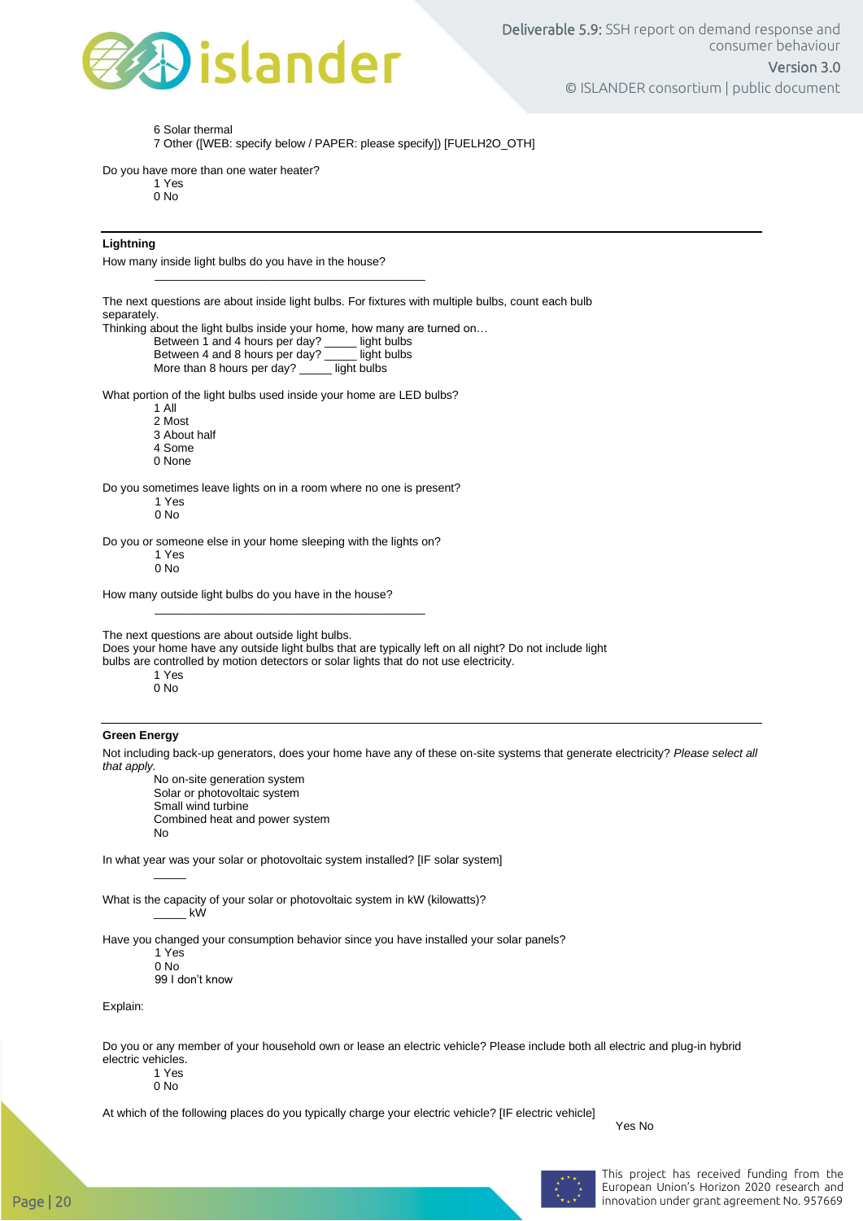6 Solar thermal
7 Other ([WEB: specify below / PAPER: please specify]) [FUELH2O_OTH]

Do you have more than one water heater?
1 Yes
0 No

---

**Lightning**

How many inside light bulbs do you have in the house?

\_\_\_\_\_\_\_\_\_\_\_\_\_\_\_\_\_\_\_\_\_\_\_\_\_\_\_\_\_\_\_\_\_\_\_\_\_\_\_\_

The next questions are about inside light bulbs. For fixtures with multiple bulbs, count each bulb separately.
Thinking about the light bulbs inside your home, how many are turned on…
Between 1 and 4 hours per day? _____ light bulbs
Between 4 and 8 hours per day? _____ light bulbs
More than 8 hours per day? _____ light bulbs

What portion of the light bulbs used inside your home are LED bulbs?
1 All
2 Most
3 About half
4 Some
0 None

Do you sometimes leave lights on in a room where no one is present?
1 Yes
0 No

Do you or someone else in your home sleeping with the lights on?
1 Yes
0 No

How many outside light bulbs do you have in the house?

\_\_\_\_\_\_\_\_\_\_\_\_\_\_\_\_\_\_\_\_\_\_\_\_\_\_\_\_\_\_\_\_\_\_\_\_\_\_\_\_

The next questions are about outside light bulbs.
Does your home have any outside light bulbs that are typically left on all night? Do not include light bulbs are controlled by motion detectors or solar lights that do not use electricity.
1 Yes
0 No

---

**Green Energy**

Not including back-up generators, does your home have any of these on-site systems that generate electricity? *Please select all that apply.*
No on-site generation system
Solar or photovoltaic system
Small wind turbine
Combined heat and power system
No

In what year was your solar or photovoltaic system installed? [IF solar system]

_____

What is the capacity of your solar or photovoltaic system in kW (kilowatts)?
_____ kW

Have you changed your consumption behavior since you have installed your solar panels?
1 Yes
0 No
99 I don't know

Explain:

Do you or any member of your household own or lease an electric vehicle? Please include both all electric and plug-in hybrid electric vehicles.
1 Yes
0 No

At which of the following places do you typically charge your electric vehicle? [IF electric vehicle]

Yes No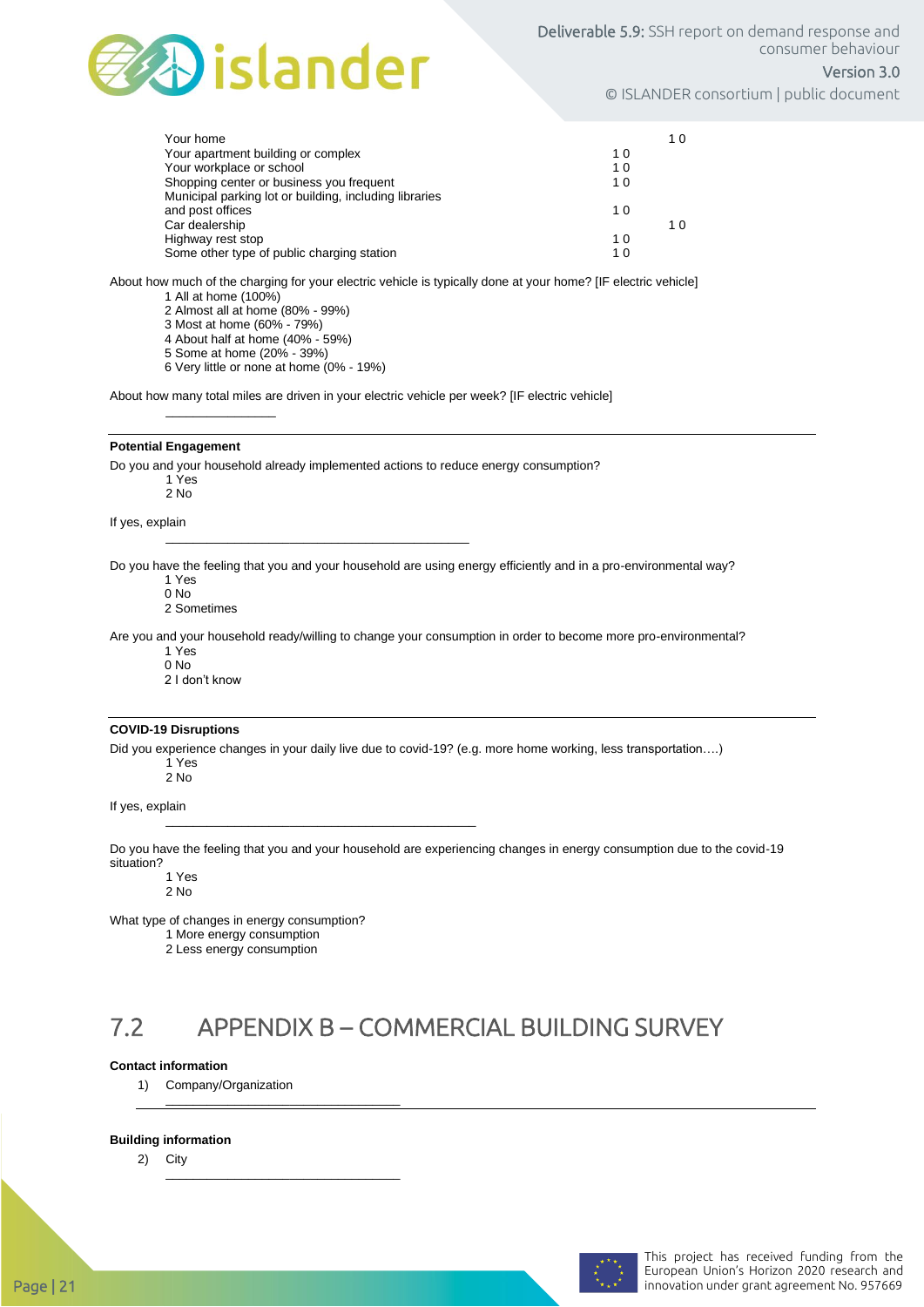| | | |
|---|---|---|
| Your home | | 1 0 |
| Your apartment building or complex | 1 0 | |
| Your workplace or school | 1 0 | |
| Shopping center or business you frequent | 1 0 | |
| Municipal parking lot or building, including libraries and post offices | 1 0 | |
| Car dealership | | 1 0 |
| Highway rest stop | 1 0 | |
| Some other type of public charging station | 1 0 | |

About how much of the charging for your electric vehicle is typically done at your home? [IF electric vehicle]

1 All at home (100%)
2 Almost all at home (80% - 99%)
3 Most at home (60% - 79%)
4 About half at home (40% - 59%)
5 Some at home (20% - 39%)
6 Very little or none at home (0% - 19%)

About how many total miles are driven in your electric vehicle per week? [IF electric vehicle]

______________

---

**Potential Engagement**

Do you and your household already implemented actions to reduce energy consumption?

1 Yes
2 No

If yes, explain

_______________________________________________

Do you have the feeling that you and your household are using energy efficiently and in a pro-environmental way?

1 Yes
0 No
2 Sometimes

Are you and your household ready/willing to change your consumption in order to become more pro-environmental?

1 Yes
0 No
2 I don't know

---

**COVID-19 Disruptions**

Did you experience changes in your daily live due to covid-19? (e.g. more home working, less transportation….)

1 Yes
2 No

If yes, explain

_______________________________________________

Do you have the feeling that you and your household are experiencing changes in energy consumption due to the covid-19 situation?

1 Yes
2 No

What type of changes in energy consumption?

1 More energy consumption
2 Less energy consumption

## 7.2 APPENDIX B – COMMERCIAL BUILDING SURVEY

**Contact information**

1) Company/Organization

____________________________________

---

**Building information**

2) City

____________________________________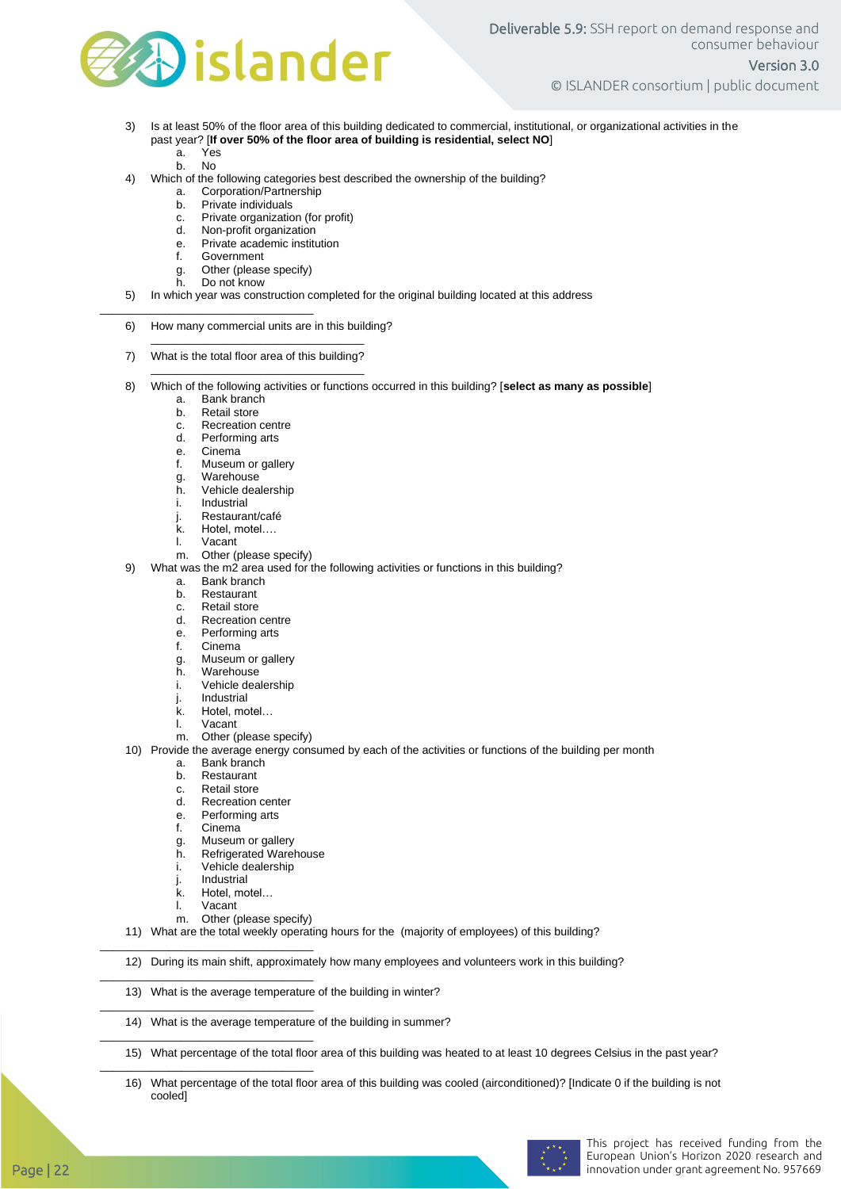3) Is at least 50% of the floor area of this building dedicated to commercial, institutional, or organizational activities in the past year? [**If over 50% of the floor area of building is residential, select NO**]
   a. Yes
   b. No
4) Which of the following categories best described the ownership of the building?
   a. Corporation/Partnership
   b. Private individuals
   c. Private organization (for profit)
   d. Non-profit organization
   e. Private academic institution
   f. Government
   g. Other (please specify)
   h. Do not know
5) In which year was construction completed for the original building located at this address

_______________________________

6) How many commercial units are in this building?

   _______________________________

7) What is the total floor area of this building?

   _______________________________

8) Which of the following activities or functions occurred in this building? [**select as many as possible**]
   a. Bank branch
   b. Retail store
   c. Recreation centre
   d. Performing arts
   e. Cinema
   f. Museum or gallery
   g. Warehouse
   h. Vehicle dealership
   i. Industrial
   j. Restaurant/café
   k. Hotel, motel….
   l. Vacant
   m. Other (please specify)
9) What was the m2 area used for the following activities or functions in this building?
   a. Bank branch
   b. Restaurant
   c. Retail store
   d. Recreation centre
   e. Performing arts
   f. Cinema
   g. Museum or gallery
   h. Warehouse
   i. Vehicle dealership
   j. Industrial
   k. Hotel, motel…
   l. Vacant
   m. Other (please specify)
10) Provide the average energy consumed by each of the activities or functions of the building per month
   a. Bank branch
   b. Restaurant
   c. Retail store
   d. Recreation center
   e. Performing arts
   f. Cinema
   g. Museum or gallery
   h. Refrigerated Warehouse
   i. Vehicle dealership
   j. Industrial
   k. Hotel, motel…
   l. Vacant
   m. Other (please specify)
11) What are the total weekly operating hours for the (majority of employees) of this building?

_______________________________

12) During its main shift, approximately how many employees and volunteers work in this building?

_______________________________

13) What is the average temperature of the building in winter?

_______________________________

14) What is the average temperature of the building in summer?

_______________________________

15) What percentage of the total floor area of this building was heated to at least 10 degrees Celsius in the past year?

_______________________________

16) What percentage of the total floor area of this building was cooled (airconditioned)? [Indicate 0 if the building is not cooled]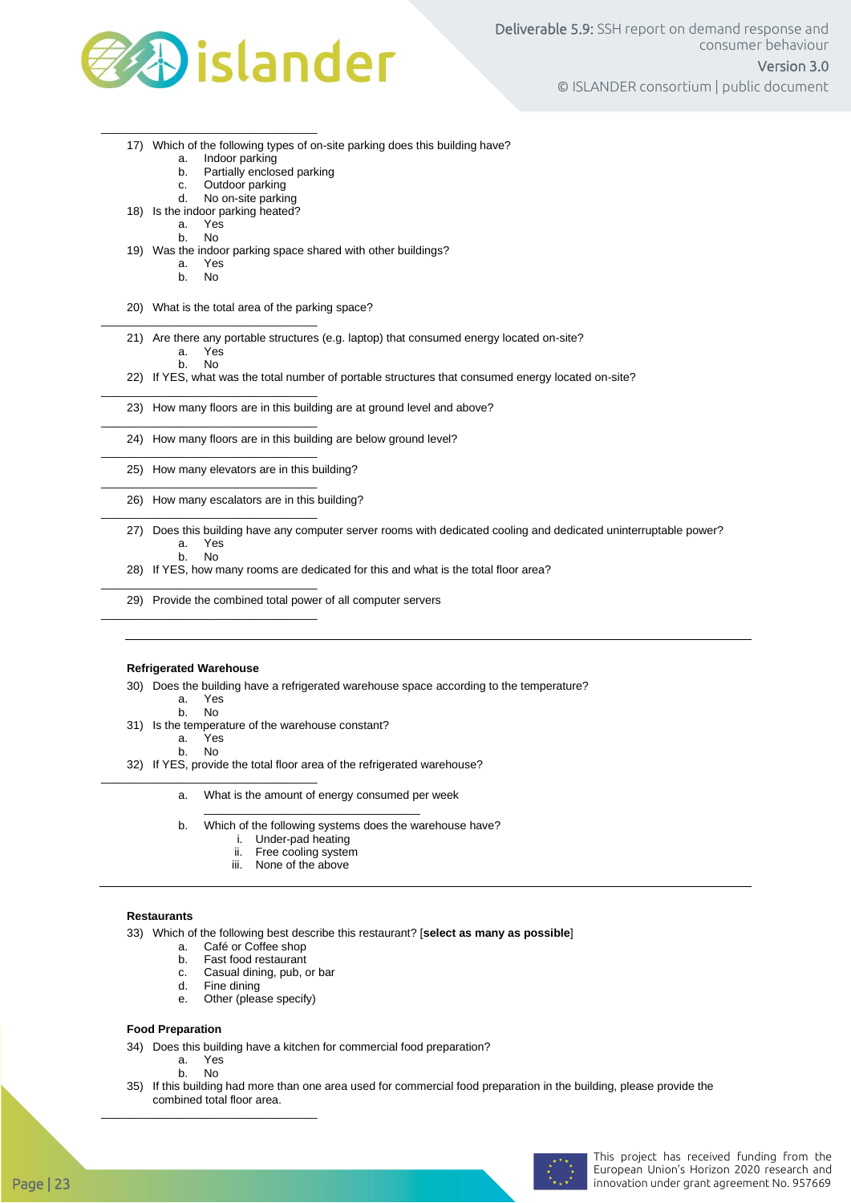17) Which of the following types of on-site parking does this building have?
    a. Indoor parking
    b. Partially enclosed parking
    c. Outdoor parking
    d. No on-site parking
18) Is the indoor parking heated?
    a. Yes
    b. No
19) Was the indoor parking space shared with other buildings?
    a. Yes
    b. No

20) What is the total area of the parking space?

______________________________

21) Are there any portable structures (e.g. laptop) that consumed energy located on-site?
    a. Yes
    b. No
22) If YES, what was the total number of portable structures that consumed energy located on-site?

______________________________

23) How many floors are in this building are at ground level and above?

______________________________

24) How many floors are in this building are below ground level?

______________________________

25) How many elevators are in this building?

______________________________

26) How many escalators are in this building?

______________________________

27) Does this building have any computer server rooms with dedicated cooling and dedicated uninterruptable power?
    a. Yes
    b. No
28) If YES, how many rooms are dedicated for this and what is the total floor area?

______________________________

29) Provide the combined total power of all computer servers

______________________________

**Refrigerated Warehouse**

30) Does the building have a refrigerated warehouse space according to the temperature?
    a. Yes
    b. No
31) Is the temperature of the warehouse constant?
    a. Yes
    b. No
32) If YES, provide the total floor area of the refrigerated warehouse?

______________________________

    a. What is the amount of energy consumed per week

    ______________________________

    b. Which of the following systems does the warehouse have?
        i. Under-pad heating
        ii. Free cooling system
        iii. None of the above

**Restaurants**

33) Which of the following best describe this restaurant? [**select as many as possible**]
    a. Café or Coffee shop
    b. Fast food restaurant
    c. Casual dining, pub, or bar
    d. Fine dining
    e. Other (please specify)

**Food Preparation**

34) Does this building have a kitchen for commercial food preparation?
    a. Yes
    b. No
35) If this building had more than one area used for commercial food preparation in the building, please provide the combined total floor area.

______________________________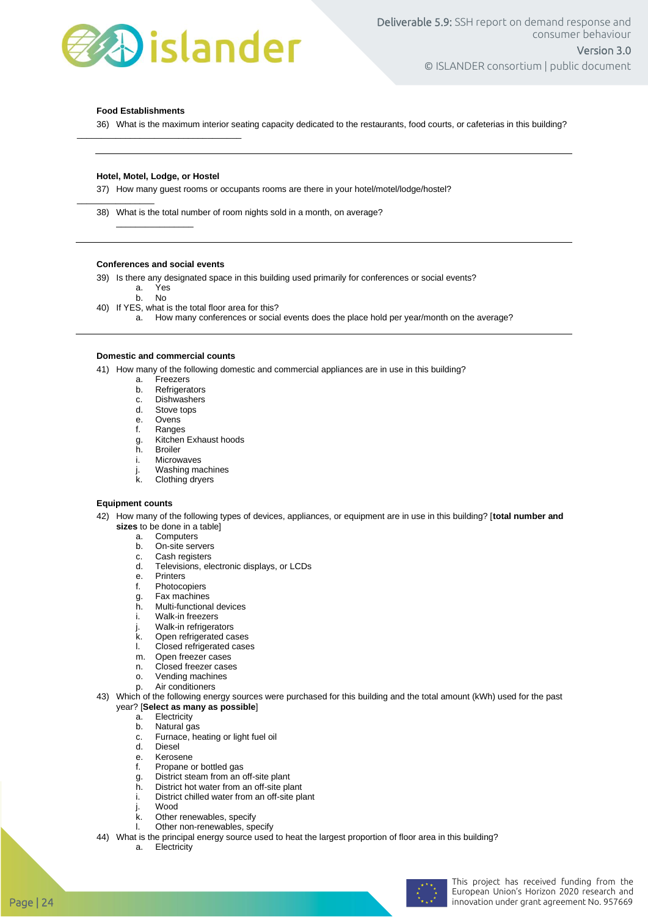**Food Establishments**

36) What is the maximum interior seating capacity dedicated to the restaurants, food courts, or cafeterias in this building?

______________________________

---

**Hotel, Motel, Lodge, or Hostel**

37) How many guest rooms or occupants rooms are there in your hotel/motel/lodge/hostel?

______________

38) What is the total number of room nights sold in a month, on average?

______________

---

**Conferences and social events**

39) Is there any designated space in this building used primarily for conferences or social events?
    a. Yes
    b. No

40) If YES, what is the total floor area for this?
    a. How many conferences or social events does the place hold per year/month on the average?

---

**Domestic and commercial counts**

41) How many of the following domestic and commercial appliances are in use in this building?
    a. Freezers
    b. Refrigerators
    c. Dishwashers
    d. Stove tops
    e. Ovens
    f. Ranges
    g. Kitchen Exhaust hoods
    h. Broiler
    i. Microwaves
    j. Washing machines
    k. Clothing dryers

**Equipment counts**

42) How many of the following types of devices, appliances, or equipment are in use in this building? [**total number and sizes** to be done in a table]
    a. Computers
    b. On-site servers
    c. Cash registers
    d. Televisions, electronic displays, or LCDs
    e. Printers
    f. Photocopiers
    g. Fax machines
    h. Multi-functional devices
    i. Walk-in freezers
    j. Walk-in refrigerators
    k. Open refrigerated cases
    l. Closed refrigerated cases
    m. Open freezer cases
    n. Closed freezer cases
    o. Vending machines
    p. Air conditioners

43) Which of the following energy sources were purchased for this building and the total amount (kWh) used for the past year? [**Select as many as possible**]
    a. Electricity
    b. Natural gas
    c. Furnace, heating or light fuel oil
    d. Diesel
    e. Kerosene
    f. Propane or bottled gas
    g. District steam from an off-site plant
    h. District hot water from an off-site plant
    i. District chilled water from an off-site plant
    j. Wood
    k. Other renewables, specify
    l. Other non-renewables, specify

44) What is the principal energy source used to heat the largest proportion of floor area in this building?
    a. Electricity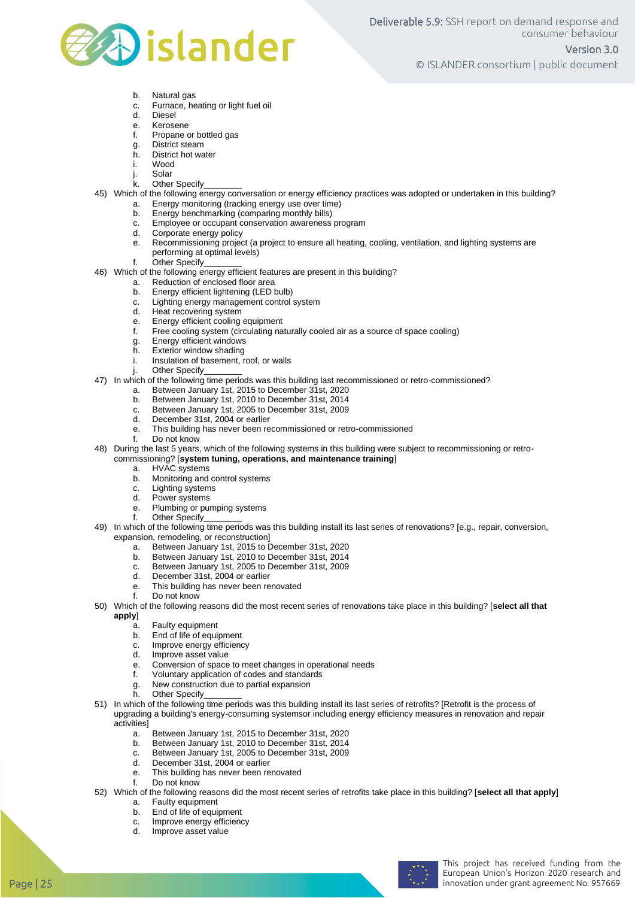b. Natural gas
c. Furnace, heating or light fuel oil
d. Diesel
e. Kerosene
f. Propane or bottled gas
g. District steam
h. District hot water
i. Wood
j. Solar
k. Other Specify________

45) Which of the following energy conversation or energy efficiency practices was adopted or undertaken in this building?
    a. Energy monitoring (tracking energy use over time)
    b. Energy benchmarking (comparing monthly bills)
    c. Employee or occupant conservation awareness program
    d. Corporate energy policy
    e. Recommissioning project (a project to ensure all heating, cooling, ventilation, and lighting systems are performing at optimal levels)
    f. Other Specify________

46) Which of the following energy efficient features are present in this building?
    a. Reduction of enclosed floor area
    b. Energy efficient lightening (LED bulb)
    c. Lighting energy management control system
    d. Heat recovering system
    e. Energy efficient cooling equipment
    f. Free cooling system (circulating naturally cooled air as a source of space cooling)
    g. Energy efficient windows
    h. Exterior window shading
    i. Insulation of basement, roof, or walls
    j. Other Specify________

47) In which of the following time periods was this building last recommissioned or retro-commissioned?
    a. Between January 1st, 2015 to December 31st, 2020
    b. Between January 1st, 2010 to December 31st, 2014
    c. Between January 1st, 2005 to December 31st, 2009
    d. December 31st, 2004 or earlier
    e. This building has never been recommissioned or retro-commissioned
    f. Do not know

48) During the last 5 years, which of the following systems in this building were subject to recommissioning or retro-commissioning? [**system tuning, operations, and maintenance training**]
    a. HVAC systems
    b. Monitoring and control systems
    c. Lighting systems
    d. Power systems
    e. Plumbing or pumping systems
    f. Other Specify________

49) In which of the following time periods was this building install its last series of renovations? [e.g., repair, conversion, expansion, remodeling, or reconstruction]
    a. Between January 1st, 2015 to December 31st, 2020
    b. Between January 1st, 2010 to December 31st, 2014
    c. Between January 1st, 2005 to December 31st, 2009
    d. December 31st, 2004 or earlier
    e. This building has never been renovated
    f. Do not know

50) Which of the following reasons did the most recent series of renovations take place in this building? [**select all that apply**]
    a. Faulty equipment
    b. End of life of equipment
    c. Improve energy efficiency
    d. Improve asset value
    e. Conversion of space to meet changes in operational needs
    f. Voluntary application of codes and standards
    g. New construction due to partial expansion
    h. Other Specify________

51) In which of the following time periods was this building install its last series of retrofits? [Retrofit is the process of upgrading a building's energy-consuming systemsor including energy efficiency measures in renovation and repair activities]
    a. Between January 1st, 2015 to December 31st, 2020
    b. Between January 1st, 2010 to December 31st, 2014
    c. Between January 1st, 2005 to December 31st, 2009
    d. December 31st, 2004 or earlier
    e. This building has never been renovated
    f. Do not know

52) Which of the following reasons did the most recent series of retrofits take place in this building? [**select all that apply**]
    a. Faulty equipment
    b. End of life of equipment
    c. Improve energy efficiency
    d. Improve asset value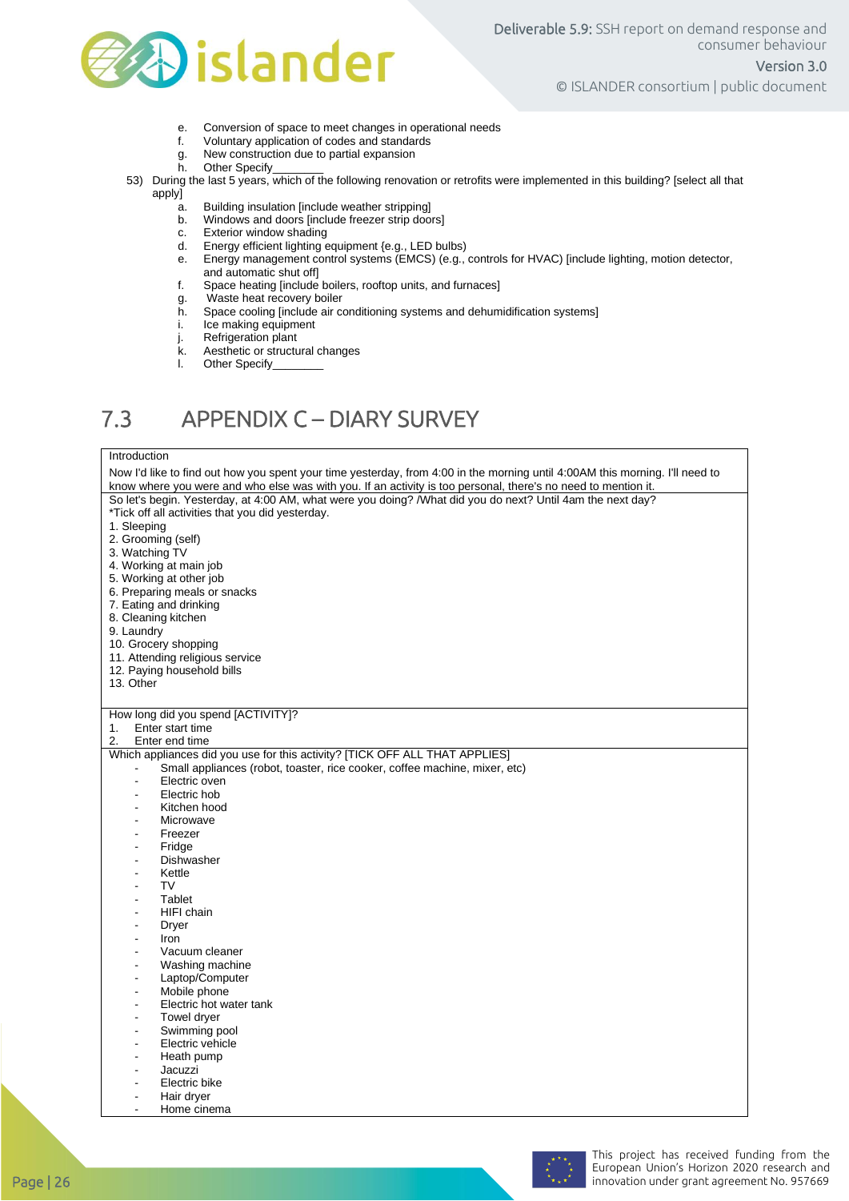e. Conversion of space to meet changes in operational needs
f. Voluntary application of codes and standards
g. New construction due to partial expansion
h. Other Specify________

53) During the last 5 years, which of the following renovation or retrofits were implemented in this building? [select all that apply]
    a. Building insulation [include weather stripping]
    b. Windows and doors [include freezer strip doors]
    c. Exterior window shading
    d. Energy efficient lighting equipment {e.g., LED bulbs)
    e. Energy management control systems (EMCS) (e.g., controls for HVAC) [include lighting, motion detector, and automatic shut off]
    f. Space heating [include boilers, rooftop units, and furnaces]
    g. Waste heat recovery boiler
    h. Space cooling [include air conditioning systems and dehumidification systems]
    i. Ice making equipment
    j. Refrigeration plant
    k. Aesthetic or structural changes
    l. Other Specify________

## 7.3 APPENDIX C – DIARY SURVEY

| Introduction |
|---|
| Now I'd like to find out how you spent your time yesterday, from 4:00 in the morning until 4:00AM this morning. I'll need to know where you were and who else was with you. If an activity is too personal, there's no need to mention it. |
| So let's begin. Yesterday, at 4:00 AM, what were you doing? /What did you do next? Until 4am the next day?<br>*Tick off all activities that you did yesterday.<br>1. Sleeping<br>2. Grooming (self)<br>3. Watching TV<br>4. Working at main job<br>5. Working at other job<br>6. Preparing meals or snacks<br>7. Eating and drinking<br>8. Cleaning kitchen<br>9. Laundry<br>10. Grocery shopping<br>11. Attending religious service<br>12. Paying household bills<br>13. Other |
| How long did you spend [ACTIVITY]?<br>1. Enter start time<br>2. Enter end time |
| Which appliances did you use for this activity? [TICK OFF ALL THAT APPLIES]<br>- Small appliances (robot, toaster, rice cooker, coffee machine, mixer, etc)<br>- Electric oven<br>- Electric hob<br>- Kitchen hood<br>- Microwave<br>- Freezer<br>- Fridge<br>- Dishwasher<br>- Kettle<br>- TV<br>- Tablet<br>- HIFI chain<br>- Dryer<br>- Iron<br>- Vacuum cleaner<br>- Washing machine<br>- Laptop/Computer<br>- Mobile phone<br>- Electric hot water tank<br>- Towel dryer<br>- Swimming pool<br>- Electric vehicle<br>- Heath pump<br>- Jacuzzi<br>- Electric bike<br>- Hair dryer<br>- Home cinema |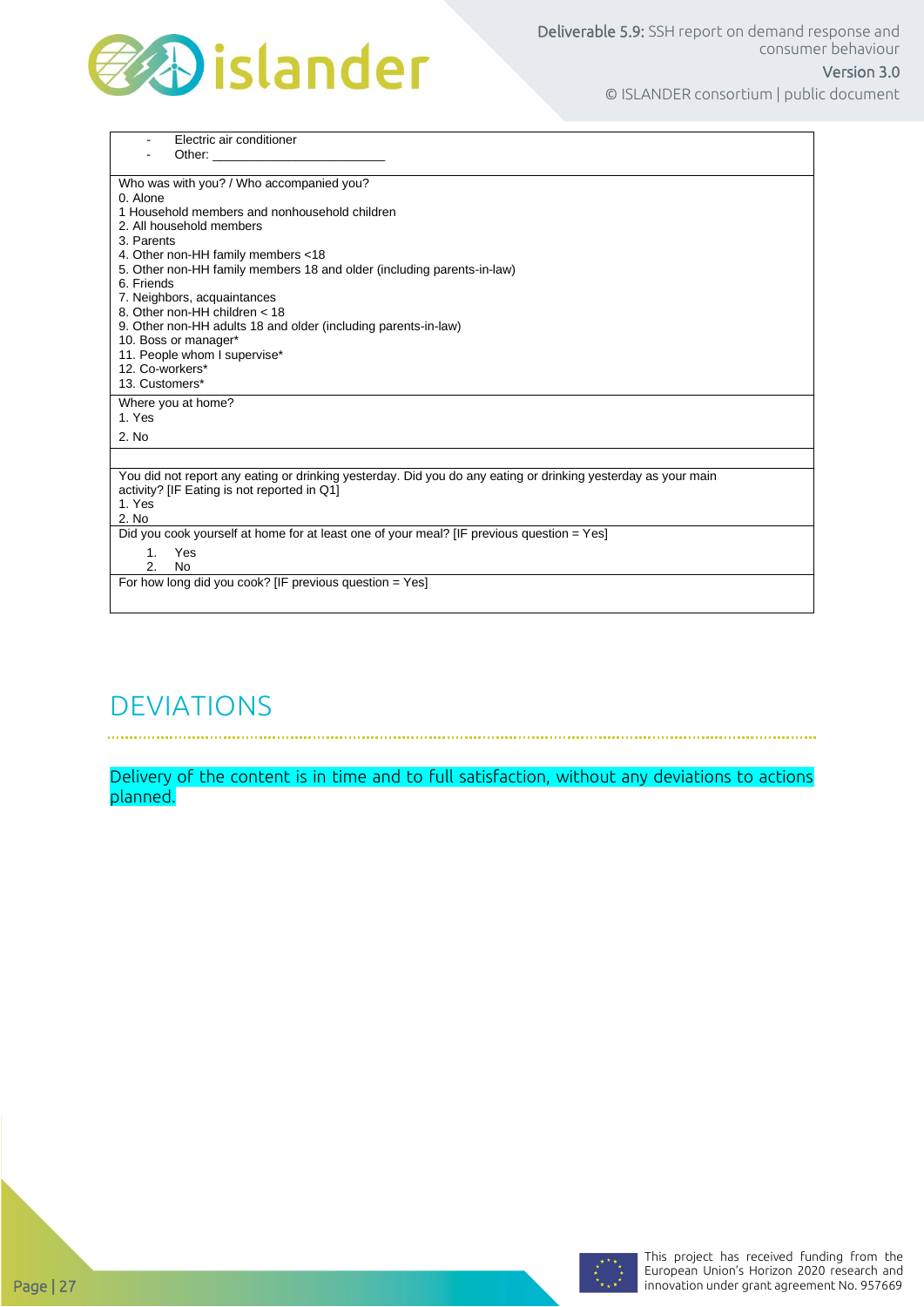| |
|---|
| - Electric air conditioner<br>- Other: ________________________ |
| Who was with you? / Who accompanied you?<br>0. Alone<br>1 Household members and nonhousehold children<br>2. All household members<br>3. Parents<br>4. Other non-HH family members <18<br>5. Other non-HH family members 18 and older (including parents-in-law)<br>6. Friends<br>7. Neighbors, acquaintances<br>8. Other non-HH children < 18<br>9. Other non-HH adults 18 and older (including parents-in-law)<br>10. Boss or manager*<br>11. People whom I supervise*<br>12. Co-workers*<br>13. Customers* |
| Where you at home?<br>1. Yes<br>2. No |
| |
| You did not report any eating or drinking yesterday. Did you do any eating or drinking yesterday as your main activity? [IF Eating is not reported in Q1]<br>1. Yes<br>2. No |
| Did you cook yourself at home for at least one of your meal? [IF previous question = Yes]<br>1. Yes<br>2. No |
| For how long did you cook? [IF previous question = Yes] |

# DEVIATIONS

Delivery of the content is in time and to full satisfaction, without any deviations to actions planned.